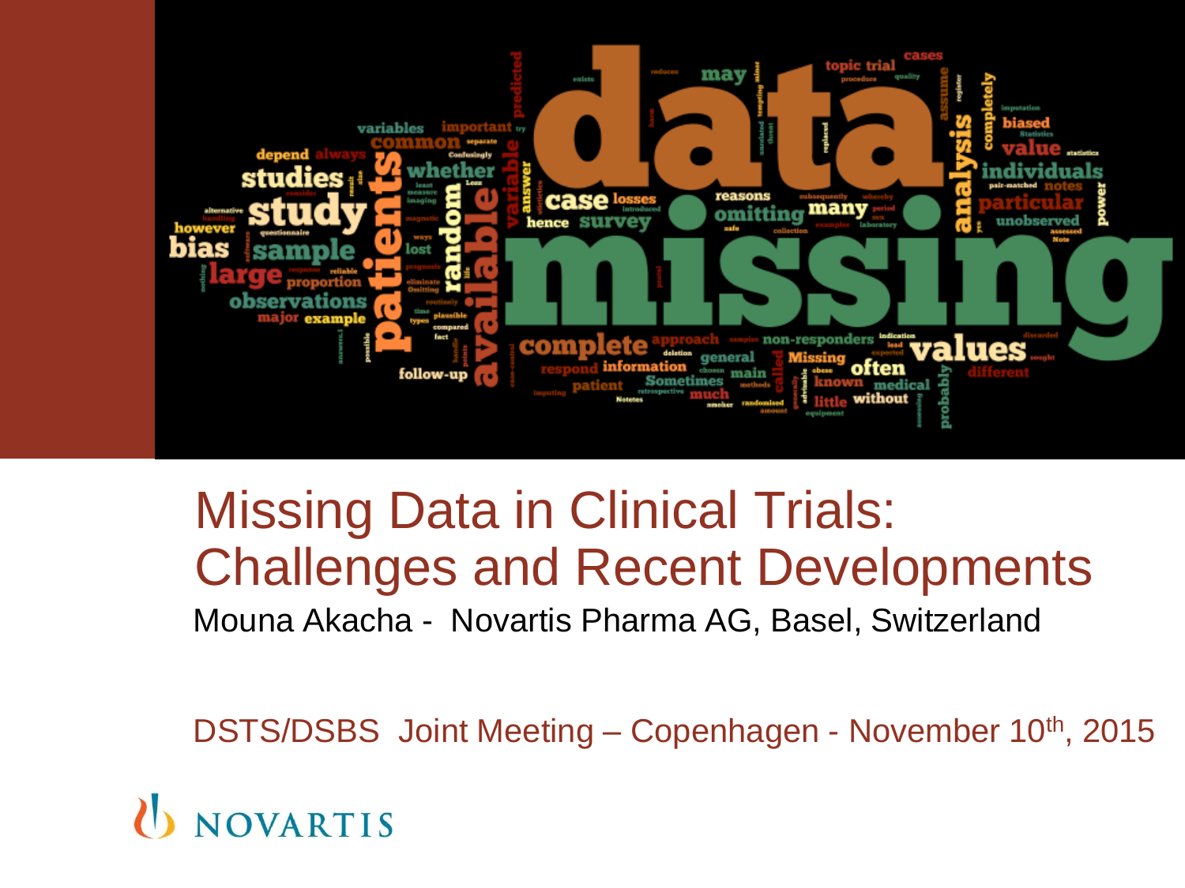# Missing Data in Clinical Trials: Challenges and Recent Developments

Mouna Akacha - Novartis Pharma AG, Basel, Switzerland

DSTS/DSBS Joint Meeting – Copenhagen - November 10th, 2015

NOVARTIS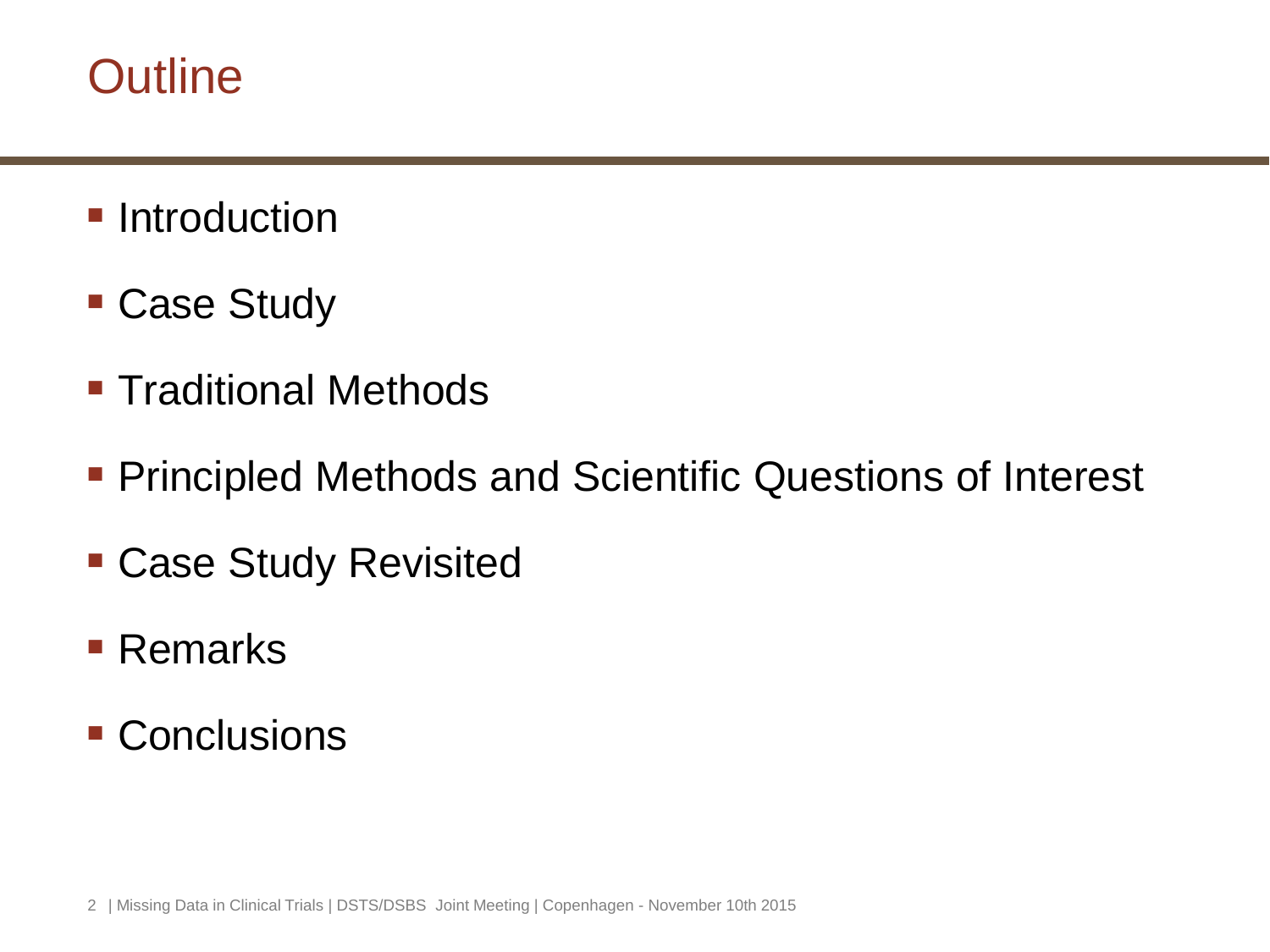# Outline

- Introduction
- Case Study
- Traditional Methods
- Principled Methods and Scientific Questions of Interest
- Case Study Revisited
- Remarks
- Conclusions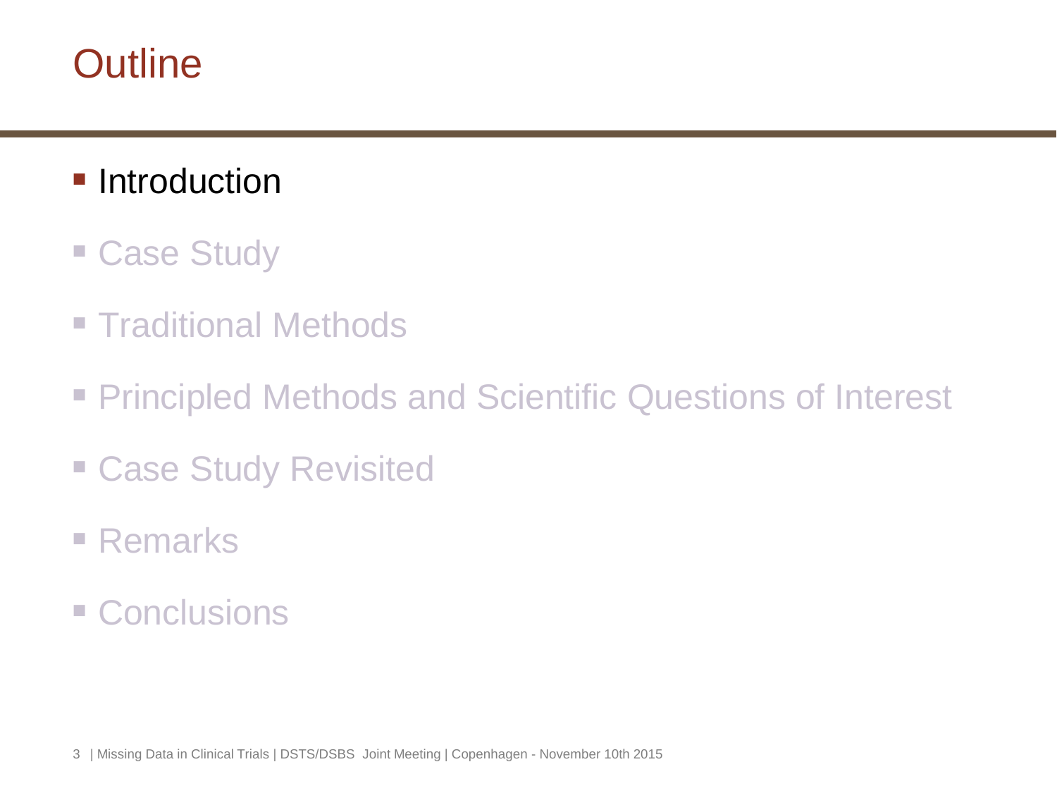# Outline

- Introduction
- Case Study
- Traditional Methods
- Principled Methods and Scientific Questions of Interest
- Case Study Revisited
- Remarks
- Conclusions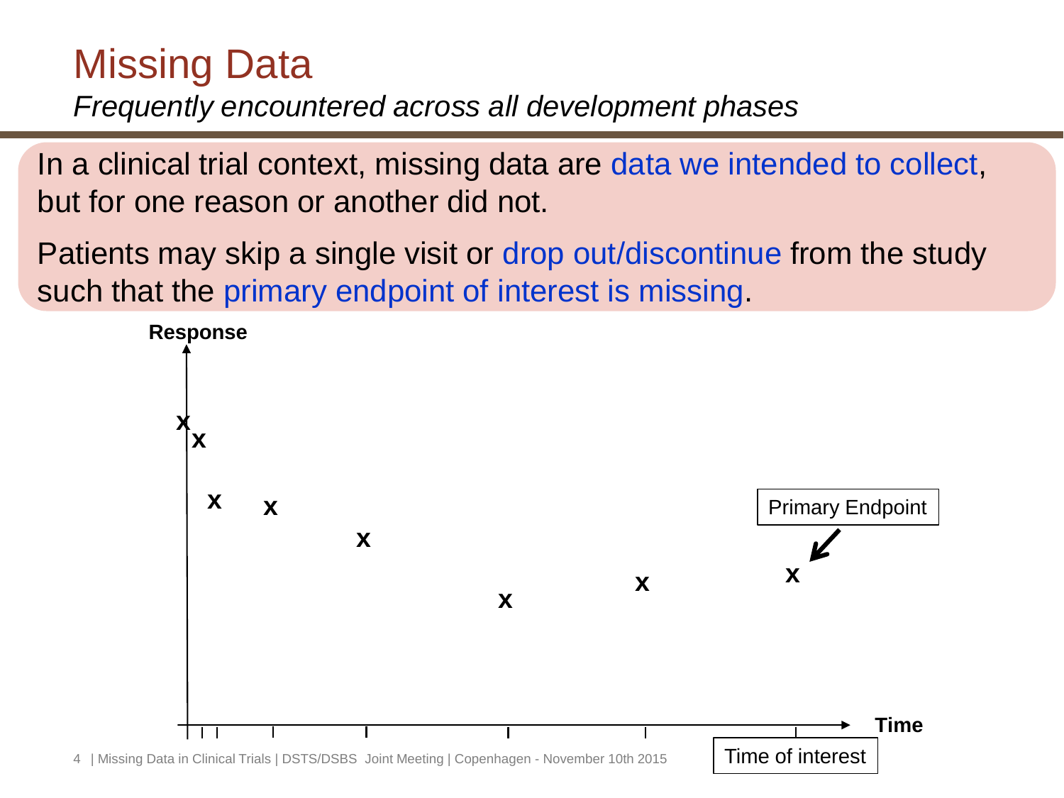# Missing Data

*Frequently encountered across all development phases*

In a clinical trial context, missing data are data we intended to collect, but for one reason or another did not.

Patients may skip a single visit or drop out/discontinue from the study such that the primary endpoint of interest is missing.

Response

Primary Endpoint

Time

Time of interest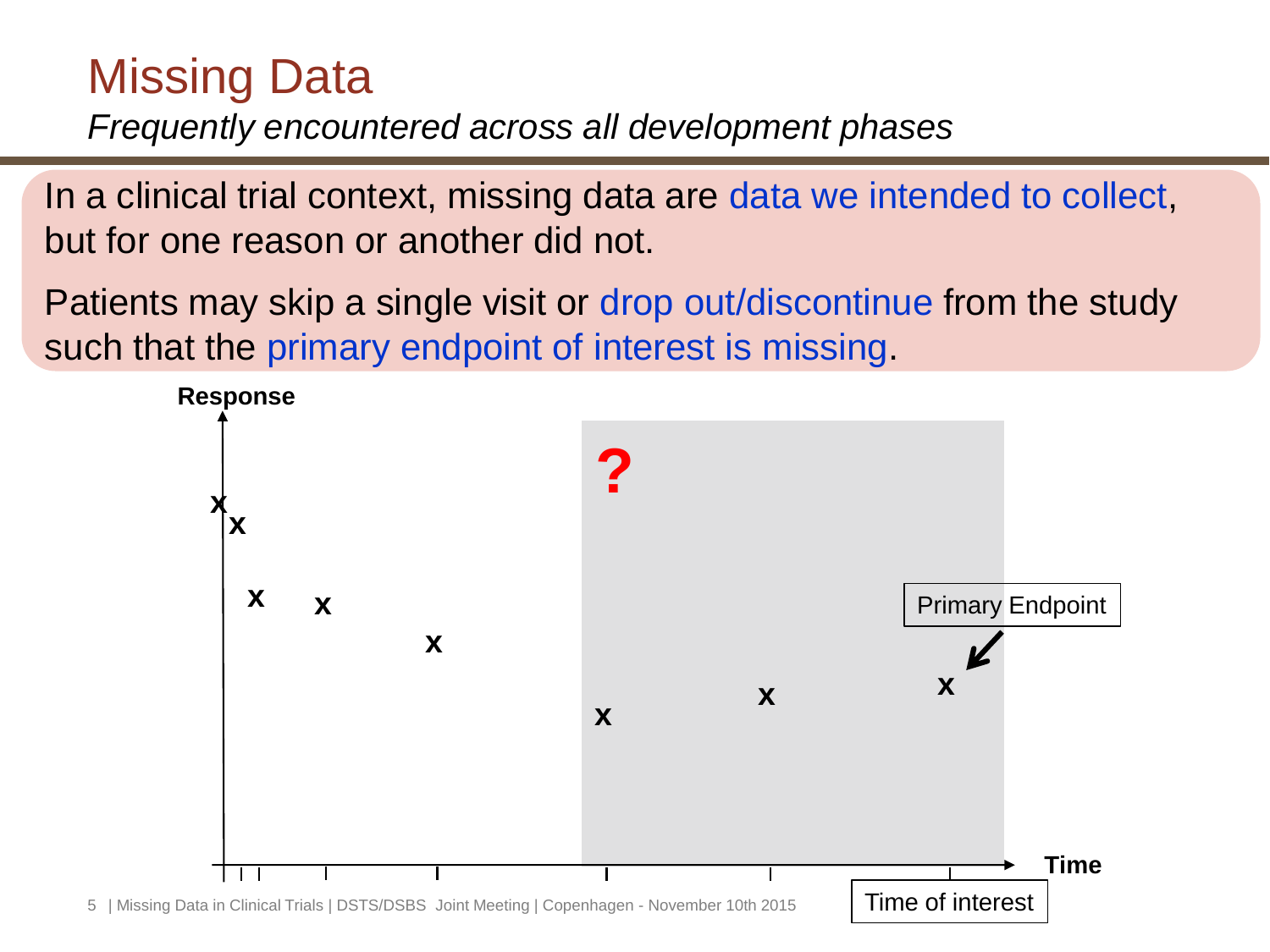# Missing Data

*Frequently encountered across all development phases*

In a clinical trial context, missing data are data we intended to collect, but for one reason or another did not.

Patients may skip a single visit or drop out/discontinue from the study such that the primary endpoint of interest is missing.

Response

?

Primary Endpoint

Time

Time of interest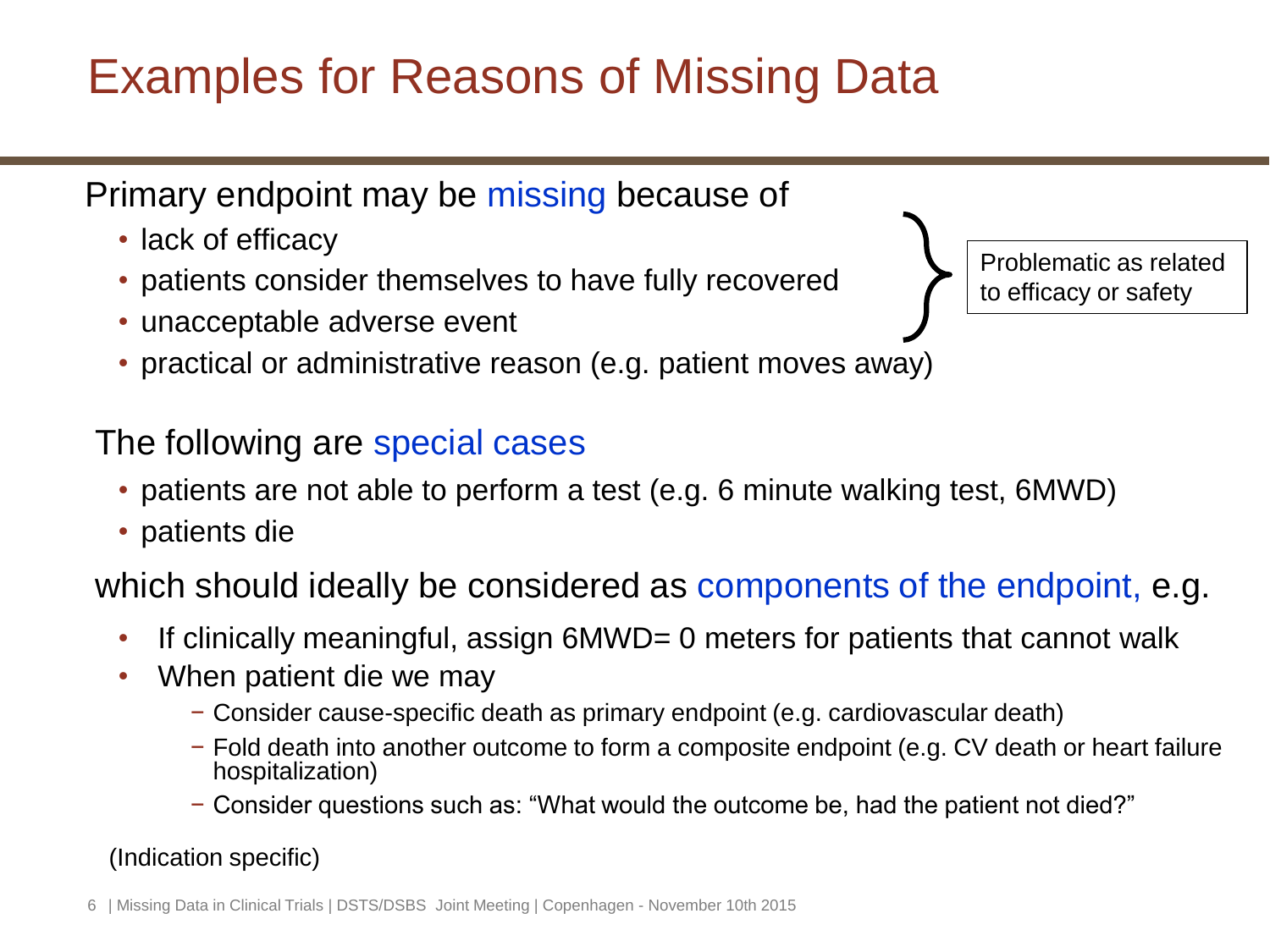# Examples for Reasons of Missing Data

Primary endpoint may be missing because of

- lack of efficacy
- patients consider themselves to have fully recovered
- unacceptable adverse event
- practical or administrative reason (e.g. patient moves away)

(First three: Problematic as related to efficacy or safety)

The following are special cases

- patients are not able to perform a test (e.g. 6 minute walking test, 6MWD)
- patients die

which should ideally be considered as components of the endpoint, e.g.

- If clinically meaningful, assign 6MWD= 0 meters for patients that cannot walk
- When patient die we may
  - Consider cause-specific death as primary endpoint (e.g. cardiovascular death)
  - Fold death into another outcome to form a composite endpoint (e.g. CV death or heart failure hospitalization)
  - Consider questions such as: "What would the outcome be, had the patient not died?"

(Indication specific)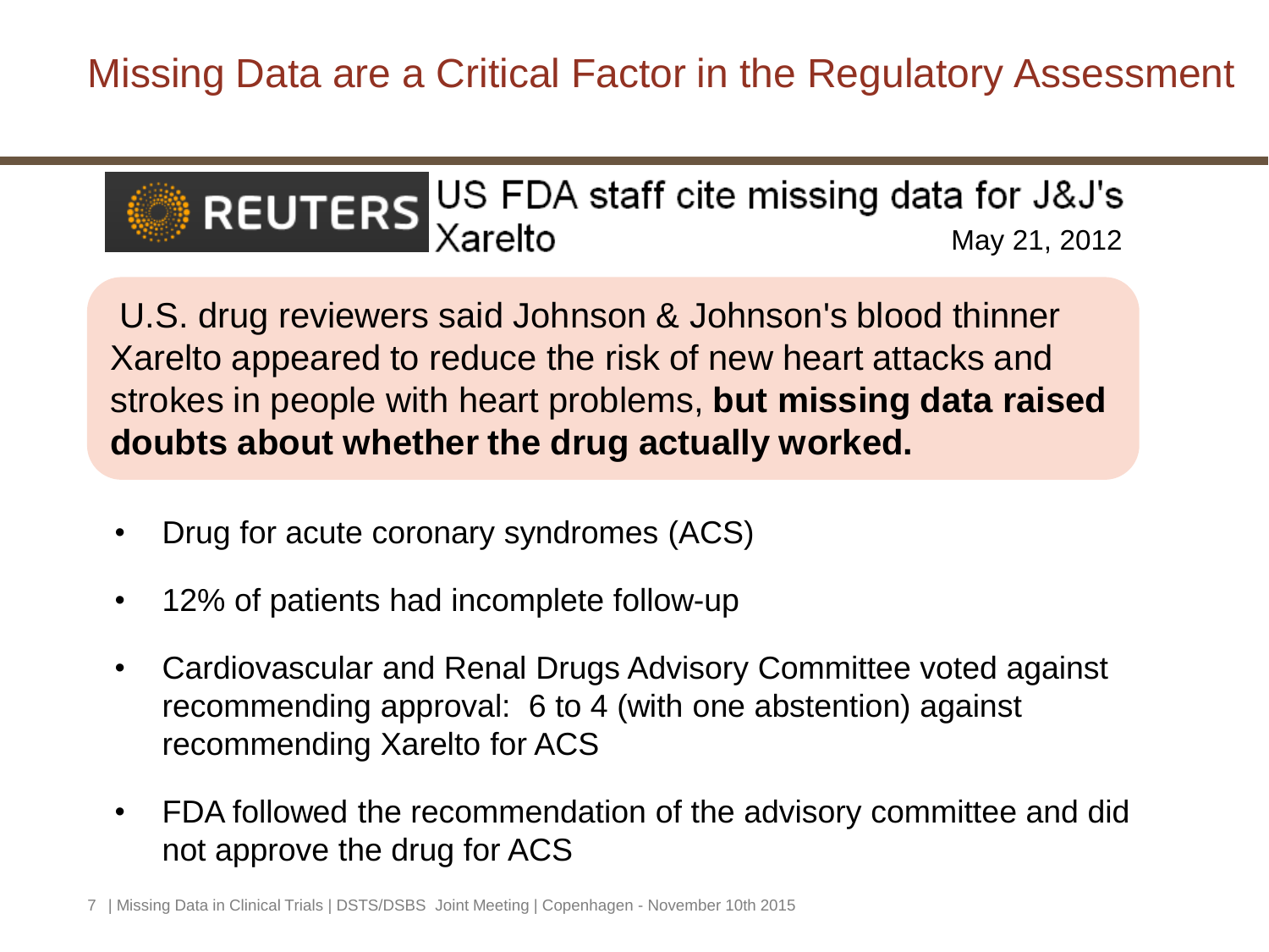# Missing Data are a Critical Factor in the Regulatory Assessment

REUTERS US FDA staff cite missing data for J&J's Xarelto

May 21, 2012

U.S. drug reviewers said Johnson & Johnson's blood thinner Xarelto appeared to reduce the risk of new heart attacks and strokes in people with heart problems, **but missing data raised doubts about whether the drug actually worked.**

- Drug for acute coronary syndromes (ACS)
- 12% of patients had incomplete follow-up
- Cardiovascular and Renal Drugs Advisory Committee voted against recommending approval: 6 to 4 (with one abstention) against recommending Xarelto for ACS
- FDA followed the recommendation of the advisory committee and did not approve the drug for ACS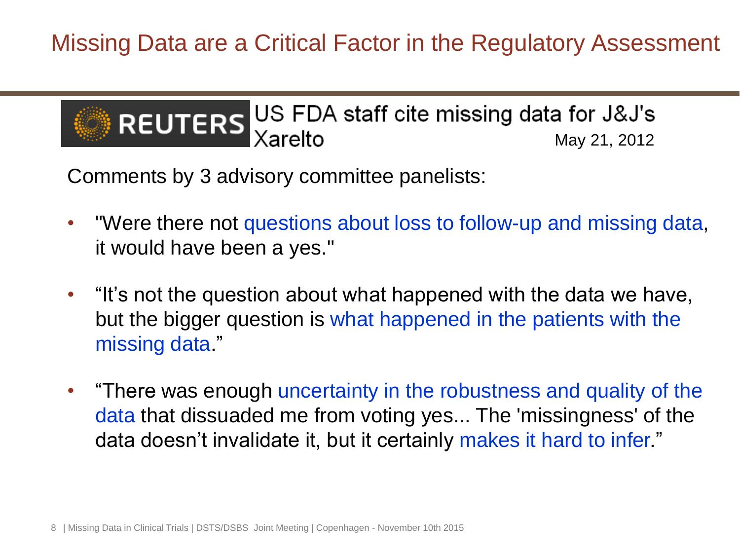# Missing Data are a Critical Factor in the Regulatory Assessment

**REUTERS** US FDA staff cite missing data for J&J's Xarelto

May 21, 2012

Comments by 3 advisory committee panelists:

- "Were there not questions about loss to follow-up and missing data, it would have been a yes."
- "It's not the question about what happened with the data we have, but the bigger question is what happened in the patients with the missing data."
- "There was enough uncertainty in the robustness and quality of the data that dissuaded me from voting yes... The 'missingness' of the data doesn't invalidate it, but it certainly makes it hard to infer."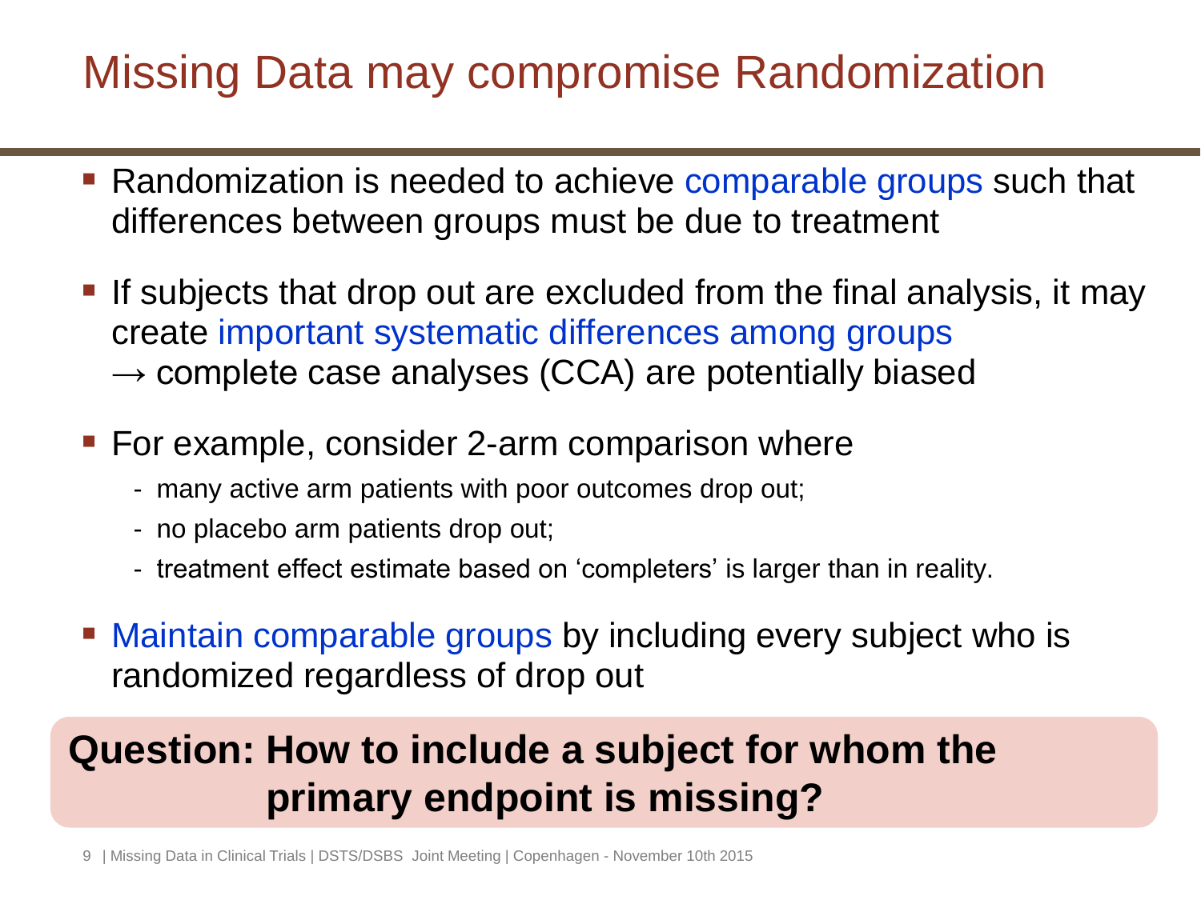# Missing Data may compromise Randomization

- Randomization is needed to achieve comparable groups such that differences between groups must be due to treatment
- If subjects that drop out are excluded from the final analysis, it may create important systematic differences among groups
  → complete case analyses (CCA) are potentially biased
- For example, consider 2-arm comparison where
  - many active arm patients with poor outcomes drop out;
  - no placebo arm patients drop out;
  - treatment effect estimate based on 'completers' is larger than in reality.
- Maintain comparable groups by including every subject who is randomized regardless of drop out

**Question: How to include a subject for whom the primary endpoint is missing?**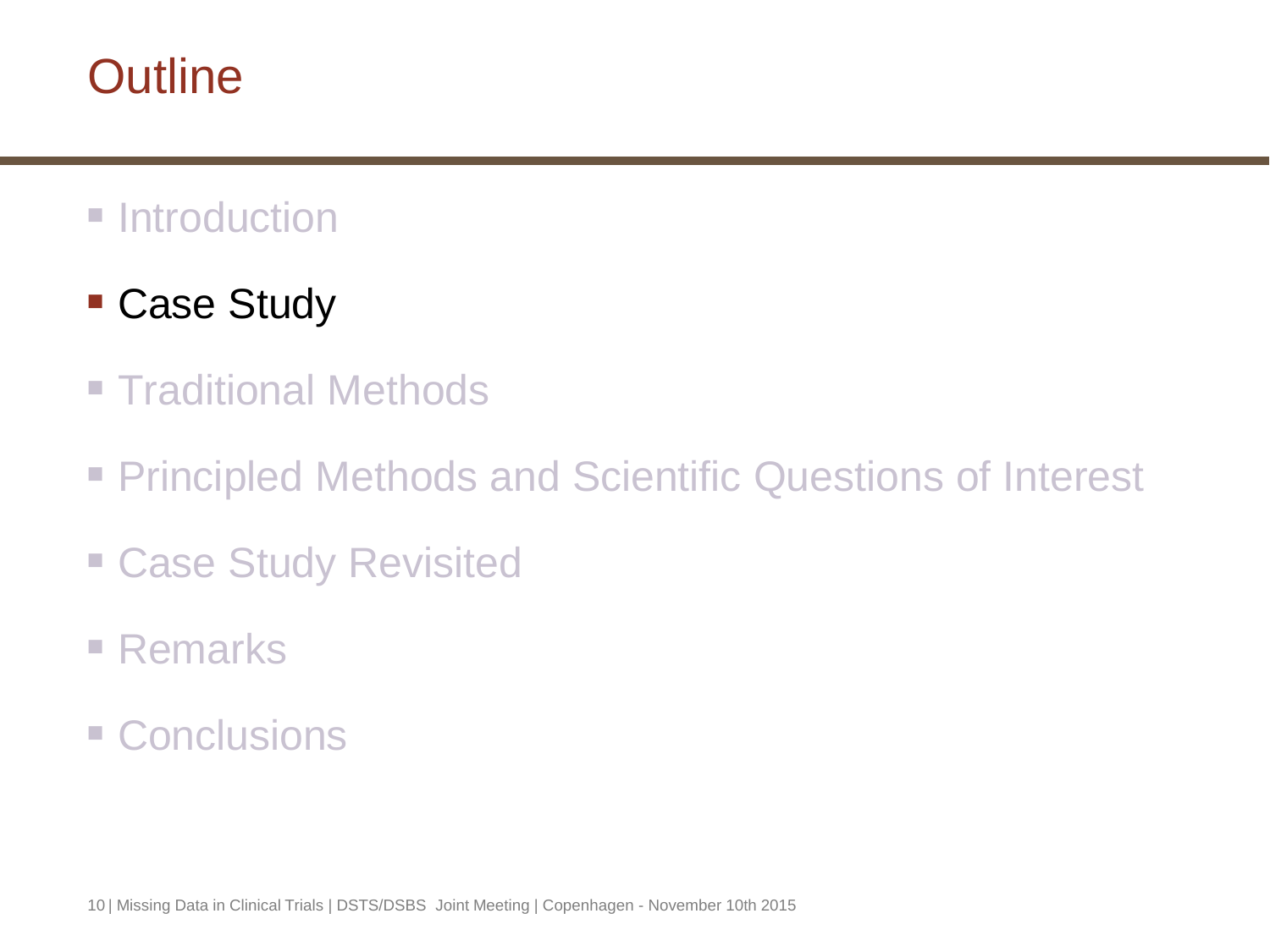# Outline

- Introduction
- **Case Study**
- Traditional Methods
- Principled Methods and Scientific Questions of Interest
- Case Study Revisited
- Remarks
- Conclusions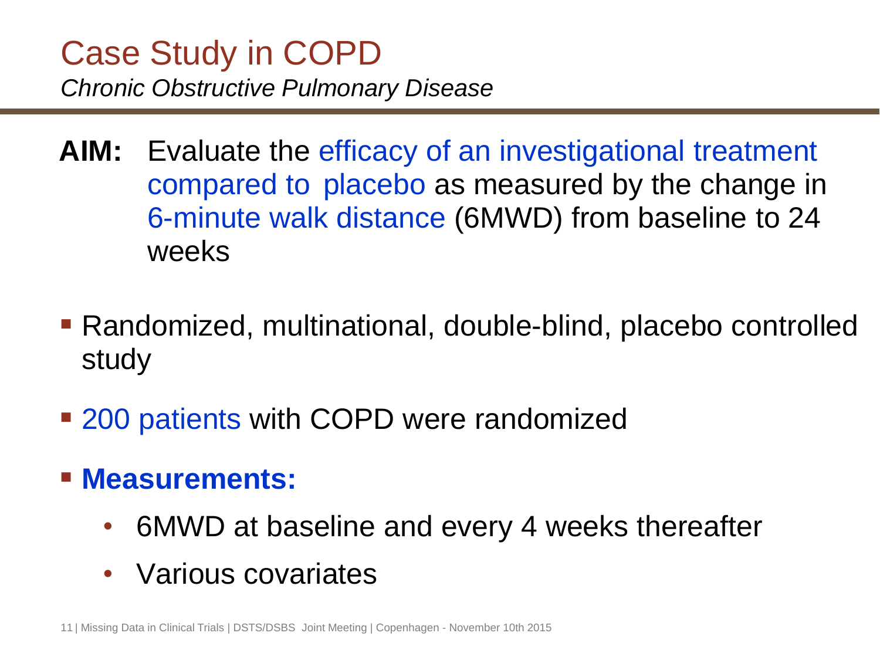# Case Study in COPD

*Chronic Obstructive Pulmonary Disease*

**AIM:** Evaluate the efficacy of an investigational treatment compared to placebo as measured by the change in 6-minute walk distance (6MWD) from baseline to 24 weeks

- Randomized, multinational, double-blind, placebo controlled study
- 200 patients with COPD were randomized
- **Measurements:**
  - 6MWD at baseline and every 4 weeks thereafter
  - Various covariates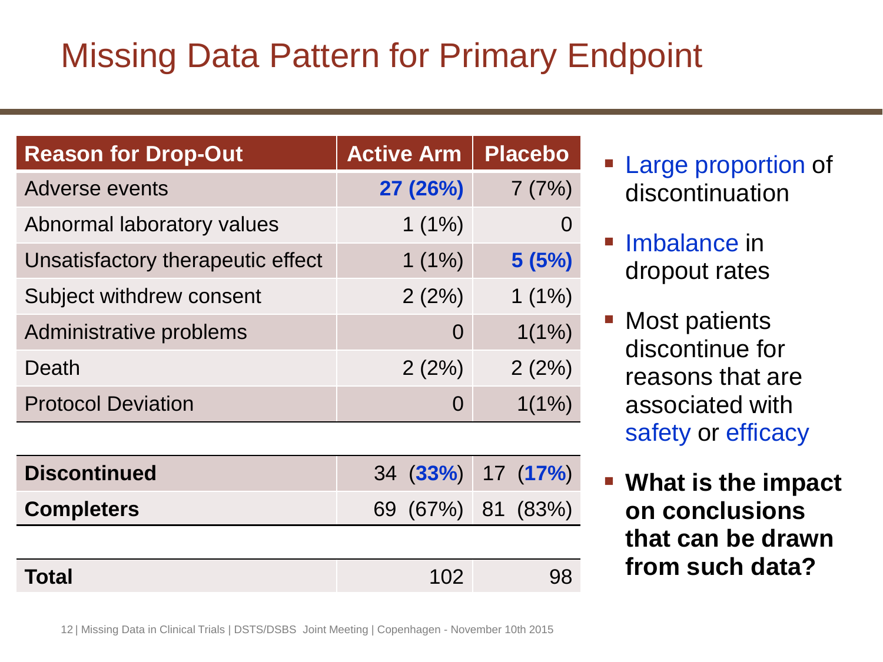# Missing Data Pattern for Primary Endpoint

| Reason for Drop-Out | Active Arm | Placebo |
|---|---|---|
| Adverse events | **27 (26%)** | 7 (7%) |
| Abnormal laboratory values | 1 (1%) | 0 |
| Unsatisfactory therapeutic effect | 1 (1%) | **5 (5%)** |
| Subject withdrew consent | 2 (2%) | 1 (1%) |
| Administrative problems | 0 | 1(1%) |
| Death | 2 (2%) | 2 (2%) |
| Protocol Deviation | 0 | 1(1%) |
| **Discontinued** | 34 (**33%**) | 17 (**17%**) |
| **Completers** | 69 (67%) | 81 (83%) |
| **Total** | 102 | 98 |

- Large proportion of discontinuation
- Imbalance in dropout rates
- Most patients discontinue for reasons that are associated with safety or efficacy
- **What is the impact on conclusions that can be drawn from such data?**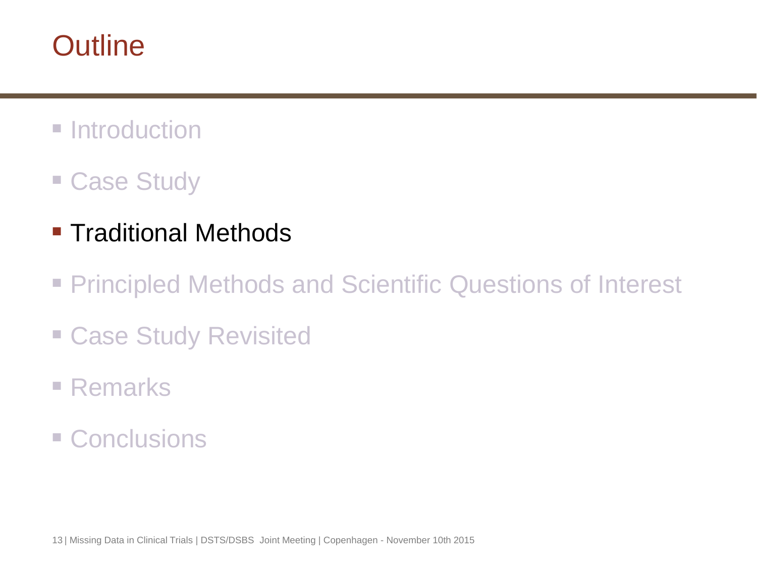# Outline

- Introduction
- Case Study
- **Traditional Methods**
- Principled Methods and Scientific Questions of Interest
- Case Study Revisited
- Remarks
- Conclusions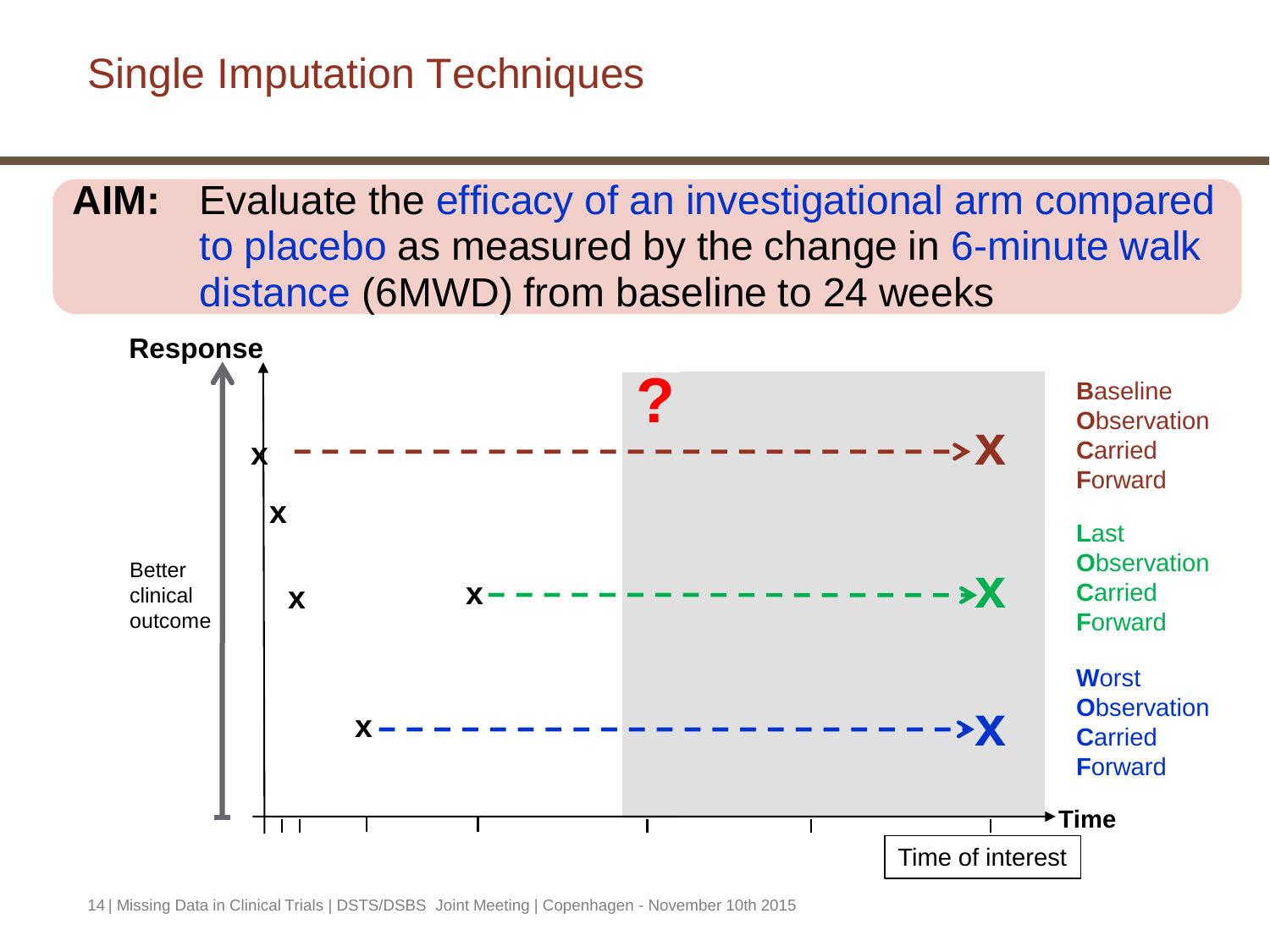# Single Imputation Techniques

**AIM:** Evaluate the efficacy of an investigational arm compared to placebo as measured by the change in 6-minute walk distance (6MWD) from baseline to 24 weeks

Response

Better clinical outcome

?

Time

Time of interest

**B**aseline **O**bservation **C**arried **F**orward

**L**ast **O**bservation **C**arried **F**orward

**W**orst **O**bservation **C**arried **F**orward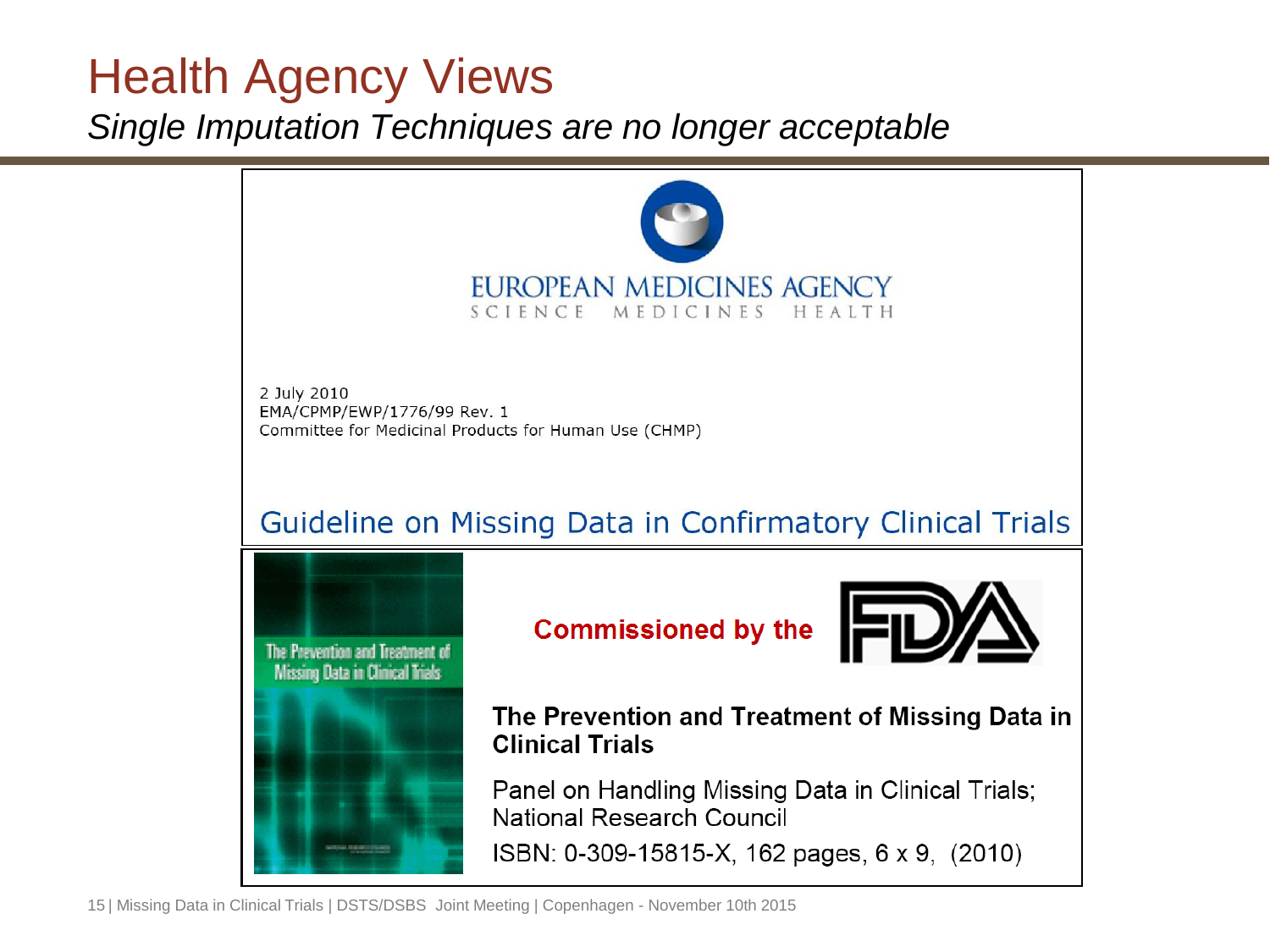# Health Agency Views

*Single Imputation Techniques are no longer acceptable*

EUROPEAN MEDICINES AGENCY
SCIENCE MEDICINES HEALTH

2 July 2010
EMA/CPMP/EWP/1776/99 Rev. 1
Committee for Medicinal Products for Human Use (CHMP)

## Guideline on Missing Data in Confirmatory Clinical Trials

The Prevention and Treatment of Missing Data in Clinical Trials

**Commissioned by the** FDA

**The Prevention and Treatment of Missing Data in Clinical Trials**

Panel on Handling Missing Data in Clinical Trials; National Research Council

ISBN: 0-309-15815-X, 162 pages, 6 x 9, (2010)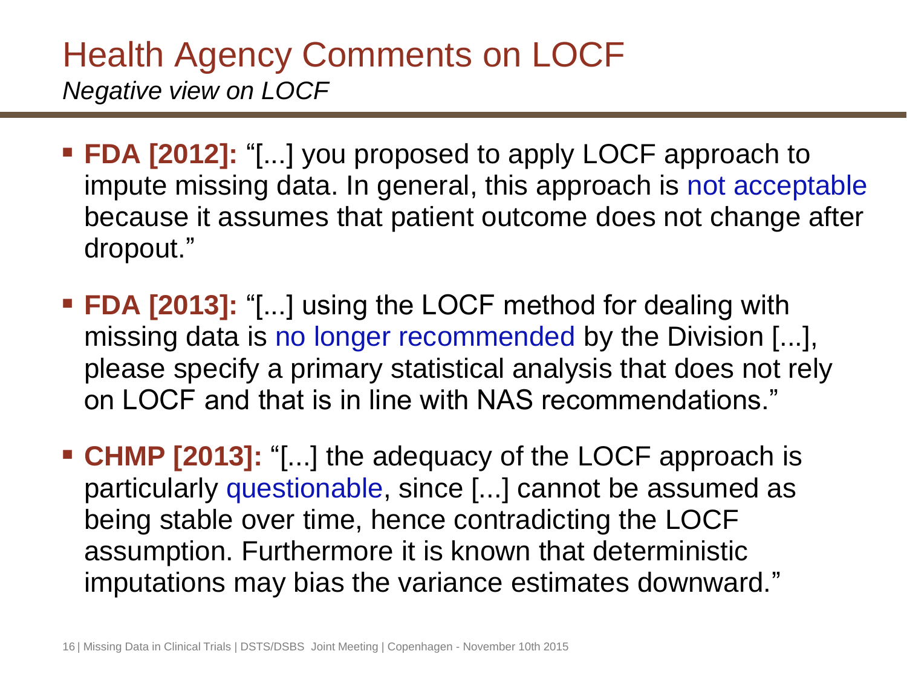# Health Agency Comments on LOCF

*Negative view on LOCF*

- **FDA [2012]:** "[...] you proposed to apply LOCF approach to impute missing data. In general, this approach is not acceptable because it assumes that patient outcome does not change after dropout."
- **FDA [2013]:** "[...] using the LOCF method for dealing with missing data is no longer recommended by the Division [...], please specify a primary statistical analysis that does not rely on LOCF and that is in line with NAS recommendations."
- **CHMP [2013]:** "[...] the adequacy of the LOCF approach is particularly questionable, since [...] cannot be assumed as being stable over time, hence contradicting the LOCF assumption. Furthermore it is known that deterministic imputations may bias the variance estimates downward."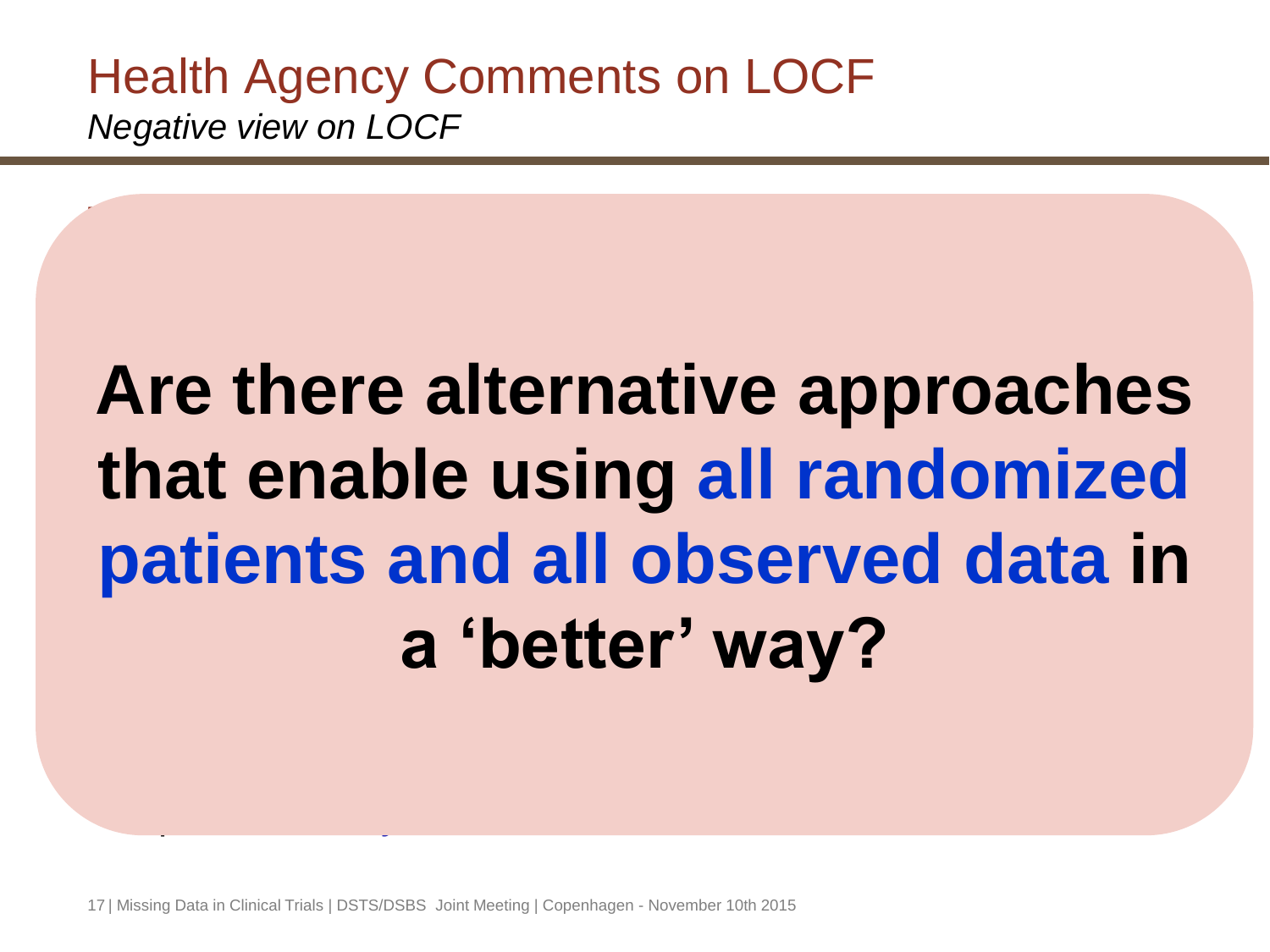# Health Agency Comments on LOCF

*Negative view on LOCF*

**Are there alternative approaches that enable using all randomized patients and all observed data in a ‘better’ way?**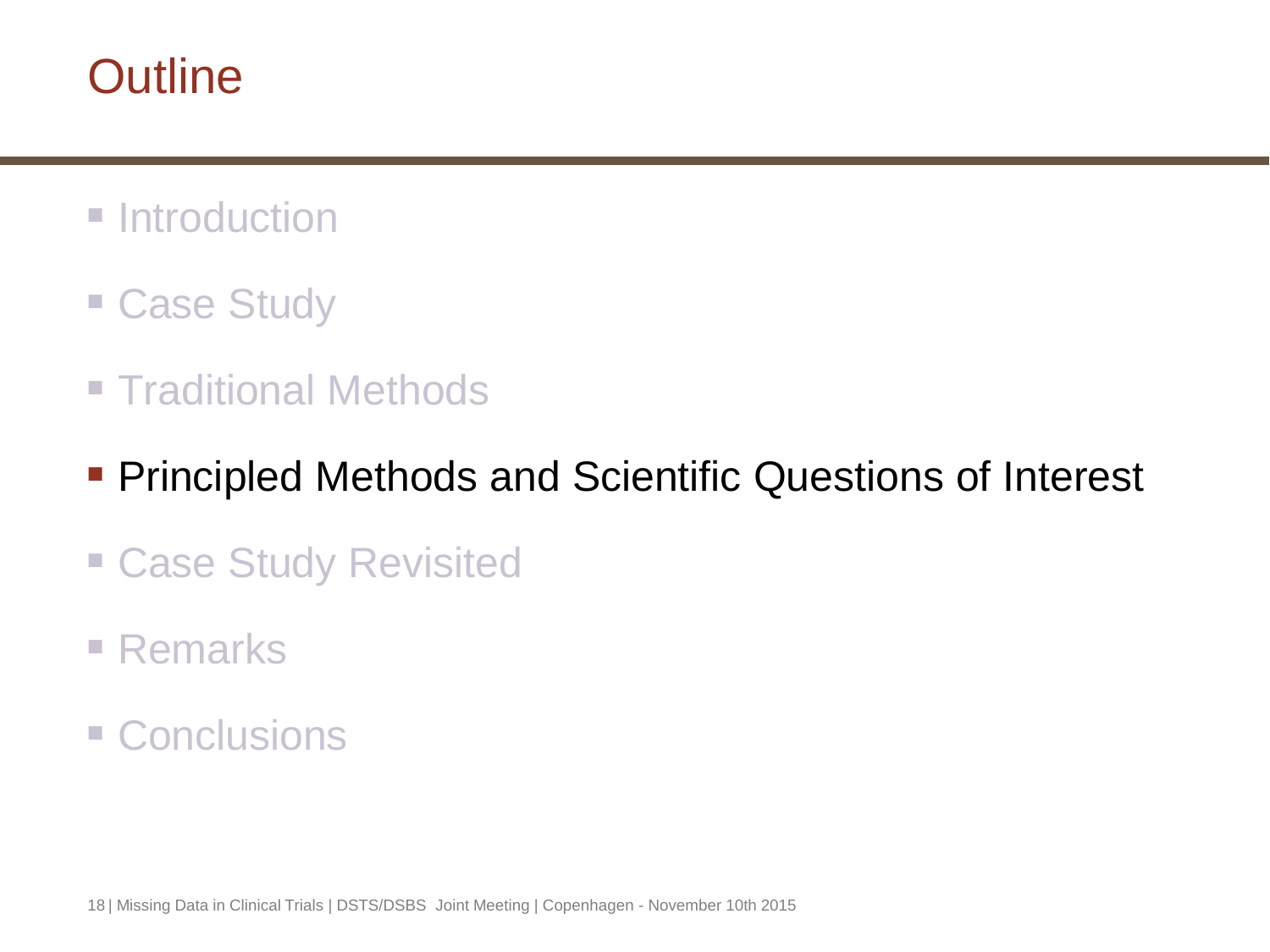# Outline

- Introduction
- Case Study
- Traditional Methods
- **Principled Methods and Scientific Questions of Interest**
- Case Study Revisited
- Remarks
- Conclusions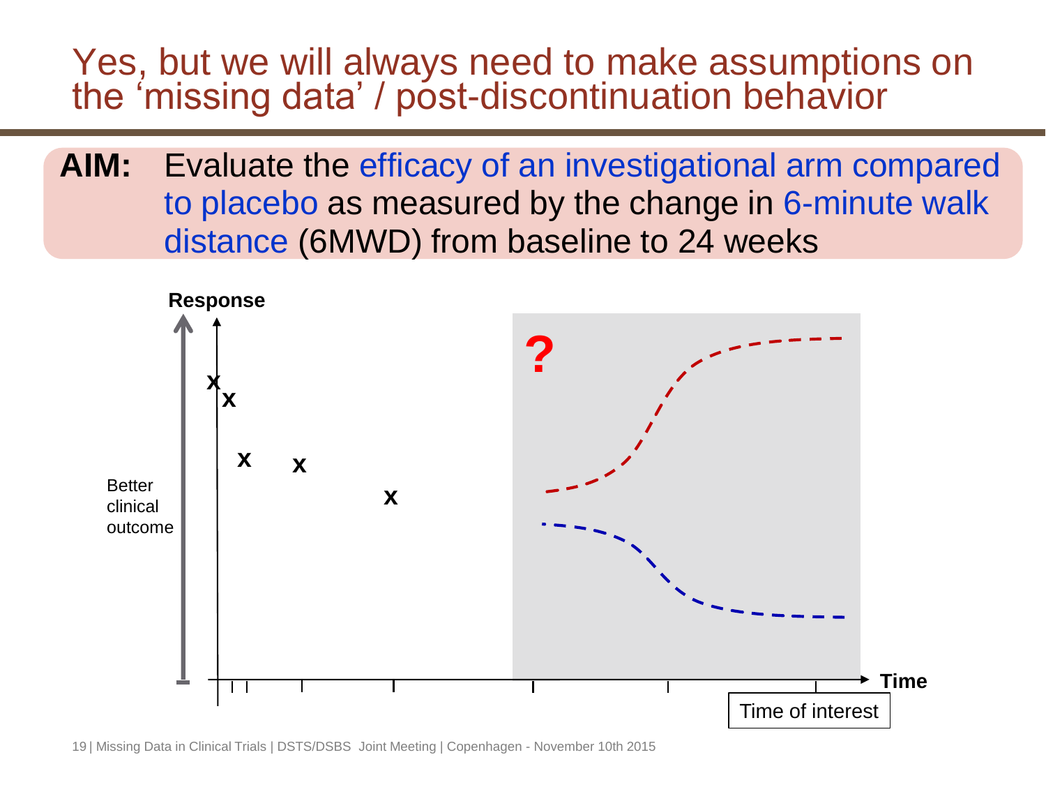# Yes, but we will always need to make assumptions on the 'missing data' / post-discontinuation behavior

**AIM:** Evaluate the efficacy of an investigational arm compared to placebo as measured by the change in 6-minute walk distance (6MWD) from baseline to 24 weeks

Response

Better clinical outcome

x x x x x

?

Time

Time of interest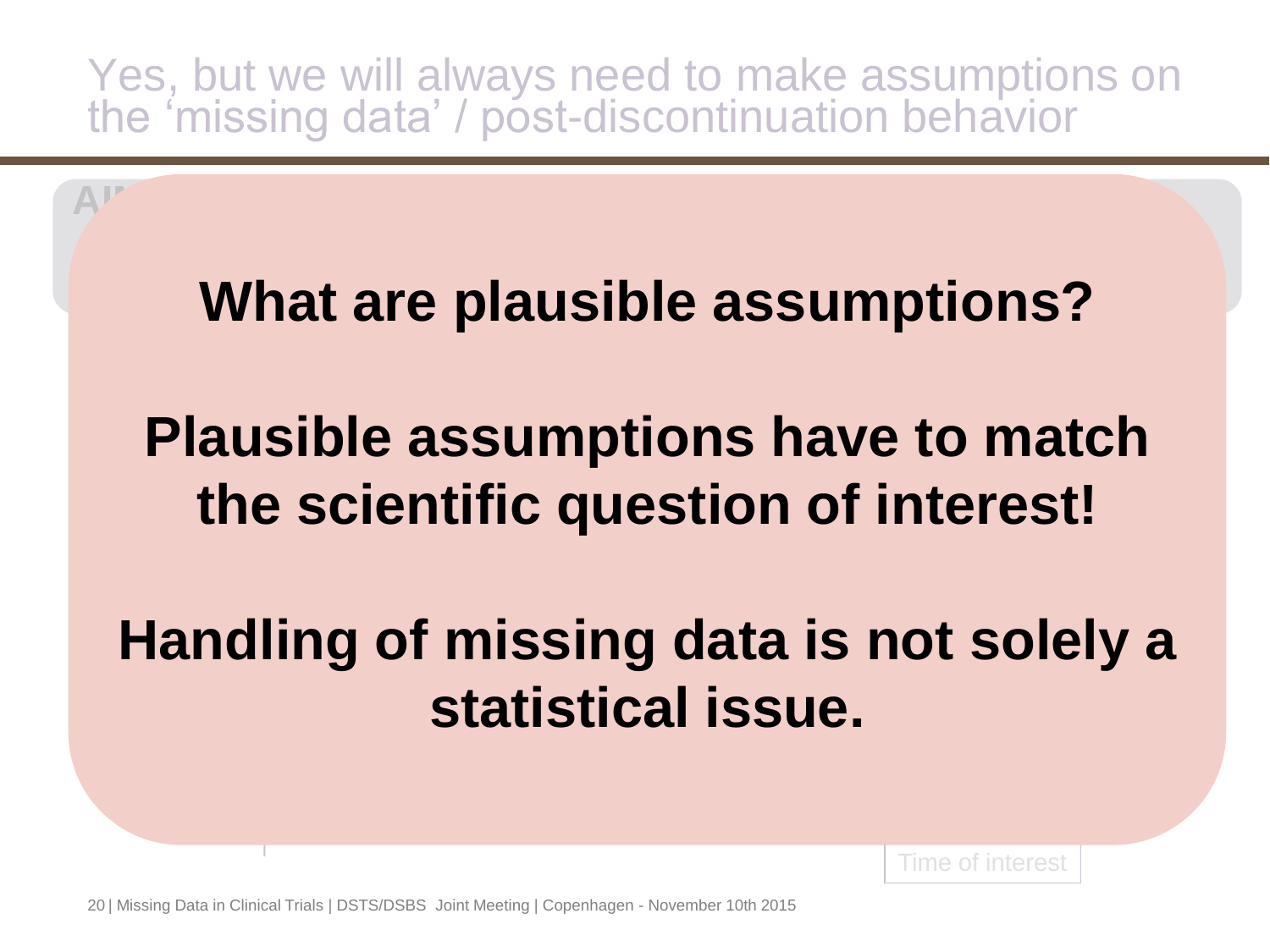# Yes, but we will always need to make assumptions on the 'missing data' / post-discontinuation behavior

**What are plausible assumptions?**

**Plausible assumptions have to match the scientific question of interest!**

**Handling of missing data is not solely a statistical issue.**

Time of interest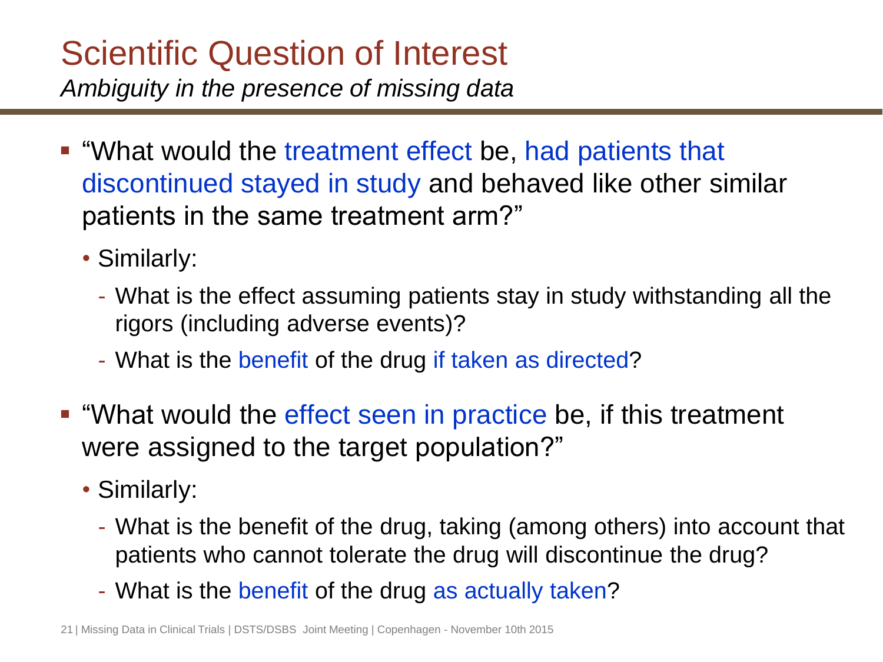# Scientific Question of Interest

*Ambiguity in the presence of missing data*

- "What would the treatment effect be, had patients that discontinued stayed in study and behaved like other similar patients in the same treatment arm?"
  - Similarly:
    - What is the effect assuming patients stay in study withstanding all the rigors (including adverse events)?
    - What is the benefit of the drug if taken as directed?
- "What would the effect seen in practice be, if this treatment were assigned to the target population?"
  - Similarly:
    - What is the benefit of the drug, taking (among others) into account that patients who cannot tolerate the drug will discontinue the drug?
    - What is the benefit of the drug as actually taken?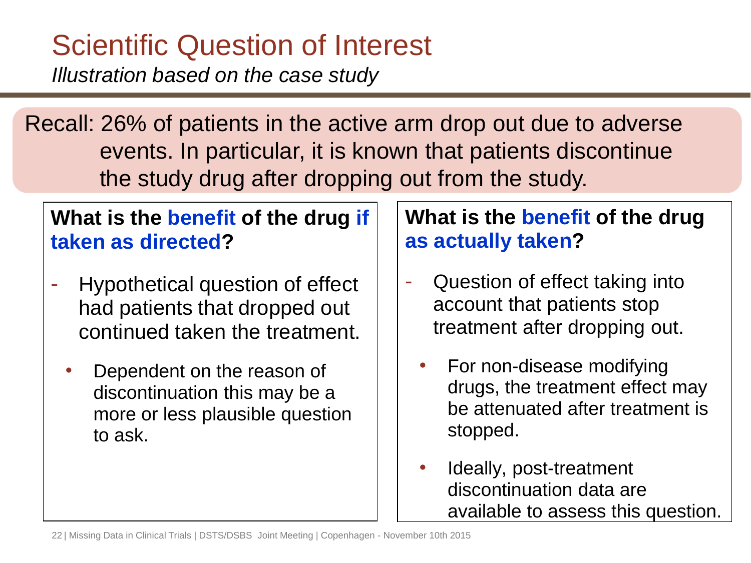# Scientific Question of Interest

*Illustration based on the case study*

Recall: 26% of patients in the active arm drop out due to adverse events. In particular, it is known that patients discontinue the study drug after dropping out from the study.

**What is the benefit of the drug if taken as directed?**

- Hypothetical question of effect had patients that dropped out continued taken the treatment.
  - Dependent on the reason of discontinuation this may be a more or less plausible question to ask.

**What is the benefit of the drug as actually taken?**

- Question of effect taking into account that patients stop treatment after dropping out.
  - For non-disease modifying drugs, the treatment effect may be attenuated after treatment is stopped.
  - Ideally, post-treatment discontinuation data are available to assess this question.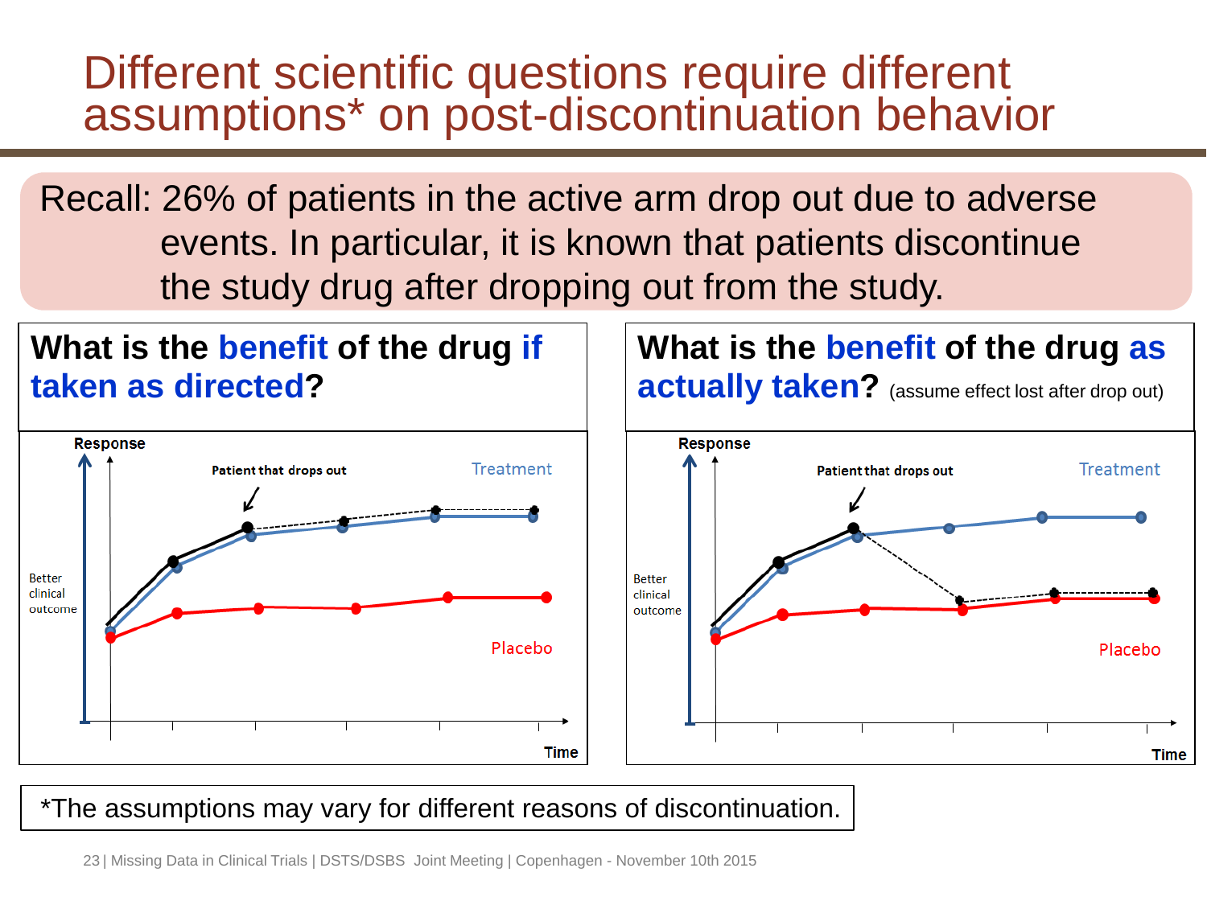# Different scientific questions require different assumptions* on post-discontinuation behavior

Recall: 26% of patients in the active arm drop out due to adverse events. In particular, it is known that patients discontinue the study drug after dropping out from the study.

**What is the benefit of the drug if taken as directed?**

Response

Patient that drops out

Treatment

Better clinical outcome

Placebo

Time

**What is the benefit of the drug as actually taken?** (assume effect lost after drop out)

Response

Patient that drops out

Treatment

Better clinical outcome

Placebo

Time

*The assumptions may vary for different reasons of discontinuation.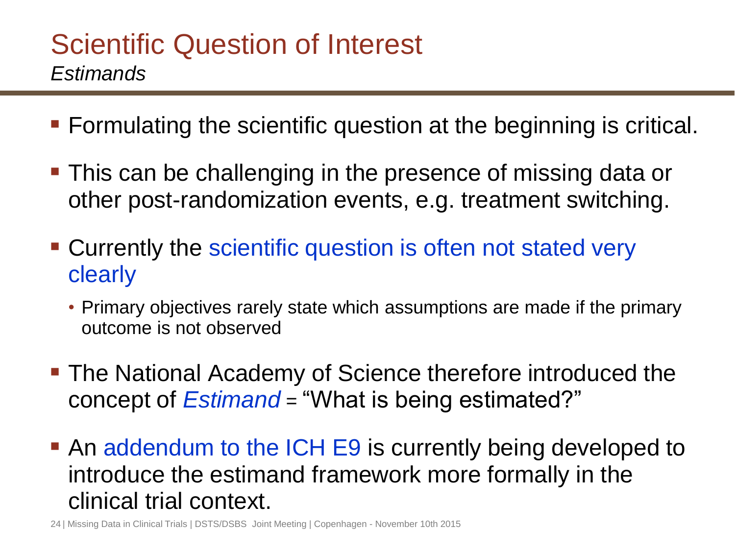# Scientific Question of Interest

*Estimands*

- Formulating the scientific question at the beginning is critical.
- This can be challenging in the presence of missing data or other post-randomization events, e.g. treatment switching.
- Currently the scientific question is often not stated very clearly
  - Primary objectives rarely state which assumptions are made if the primary outcome is not observed
- The National Academy of Science therefore introduced the concept of *Estimand* = "What is being estimated?"
- An addendum to the ICH E9 is currently being developed to introduce the estimand framework more formally in the clinical trial context.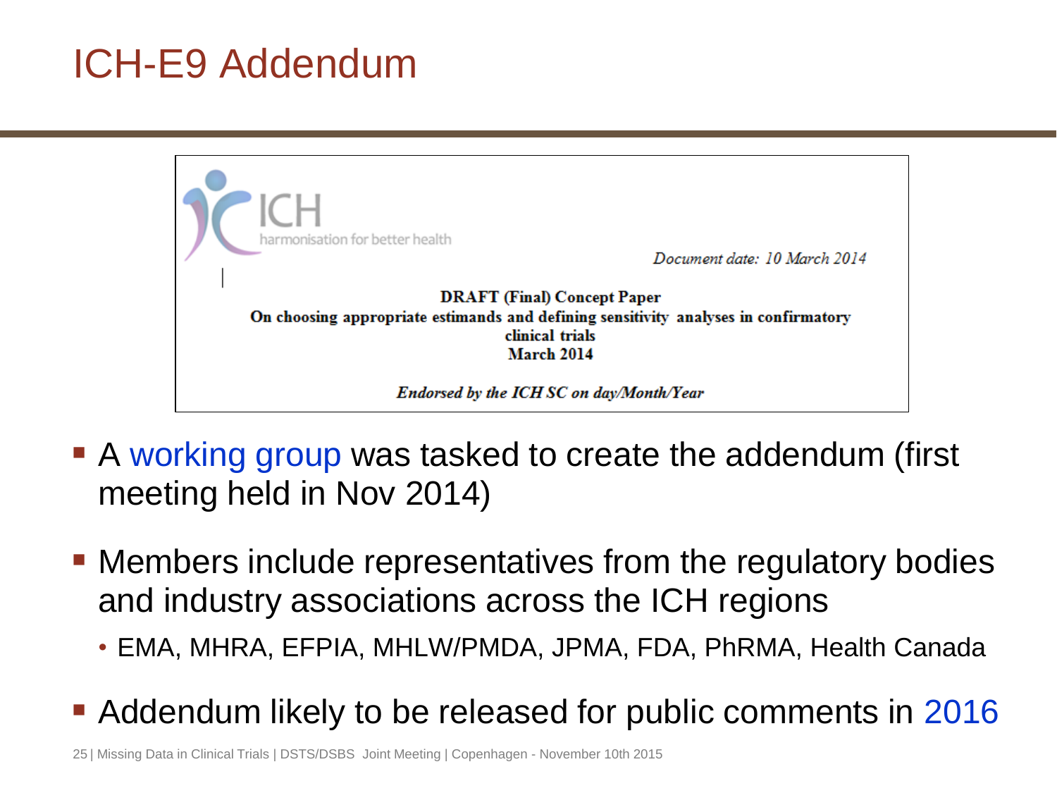# ICH-E9 Addendum

ICH

harmonisation for better health

*Document date: 10 March 2014*

**DRAFT (Final) Concept Paper**
**On choosing appropriate estimands and defining sensitivity analyses in confirmatory clinical trials**
**March 2014**

***Endorsed by the ICH SC on day/Month/Year***

- A working group was tasked to create the addendum (first meeting held in Nov 2014)
- Members include representatives from the regulatory bodies and industry associations across the ICH regions
  - EMA, MHRA, EFPIA, MHLW/PMDA, JPMA, FDA, PhRMA, Health Canada
- Addendum likely to be released for public comments in 2016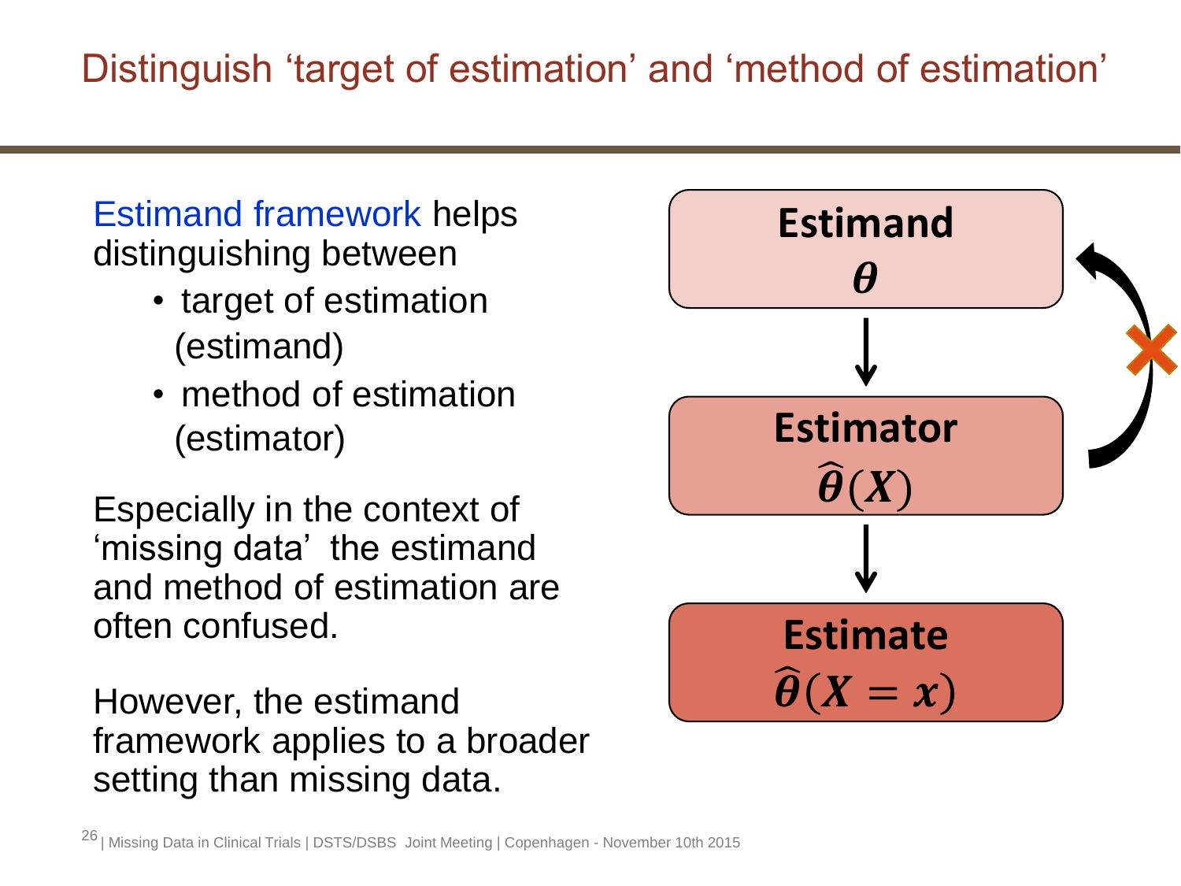# Distinguish 'target of estimation' and 'method of estimation'

Estimand framework helps distinguishing between

- target of estimation (estimand)
- method of estimation (estimator)

Especially in the context of 'missing data' the estimand and method of estimation are often confused.

However, the estimand framework applies to a broader setting than missing data.

**Estimand**
$\boldsymbol{\theta}$

**Estimator**
$\widehat{\boldsymbol{\theta}}(\boldsymbol{X})$

**Estimate**
$\widehat{\boldsymbol{\theta}}(\boldsymbol{X} = \boldsymbol{x})$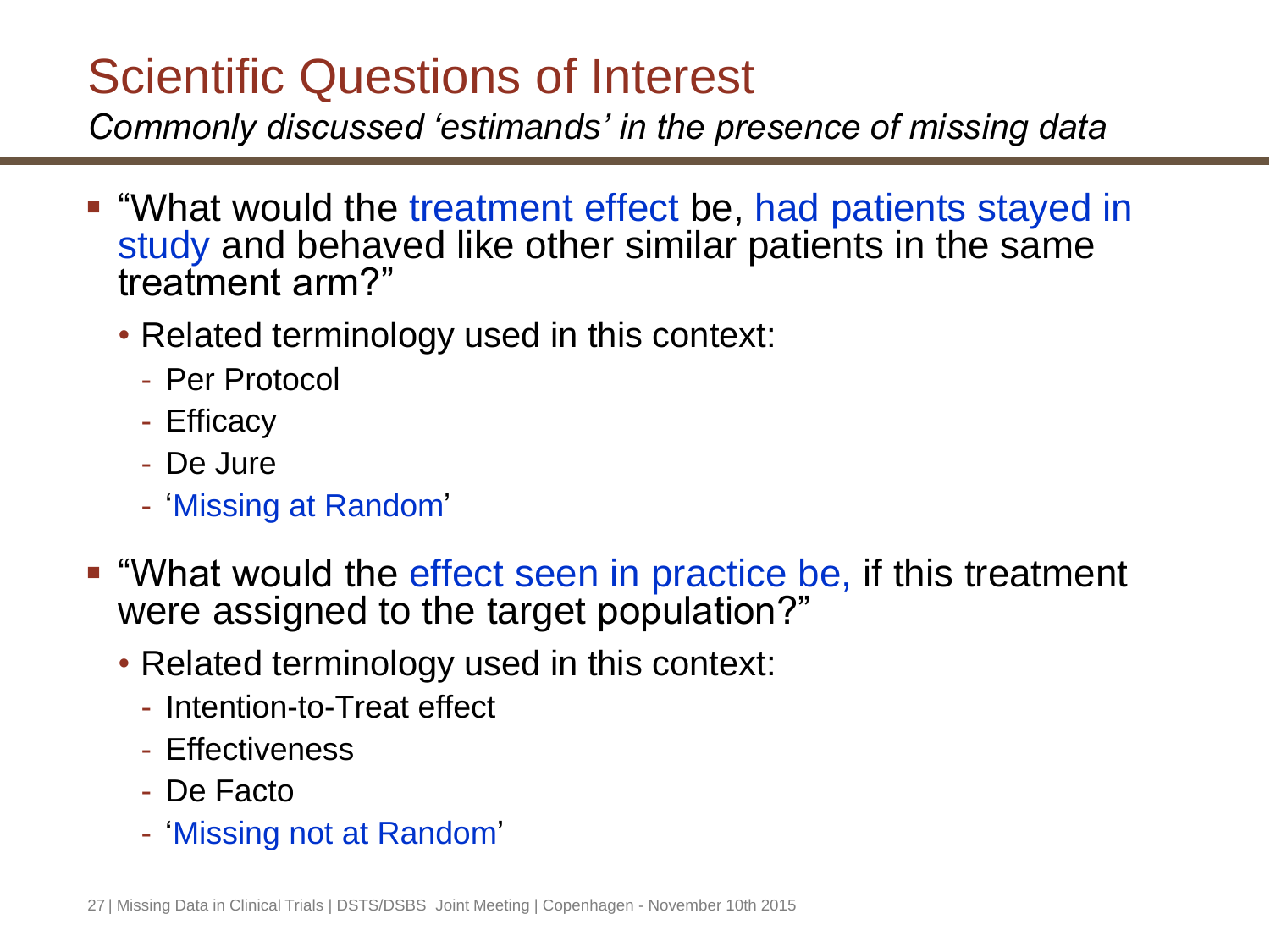# Scientific Questions of Interest

*Commonly discussed 'estimands' in the presence of missing data*

- "What would the treatment effect be, had patients stayed in study and behaved like other similar patients in the same treatment arm?"
  - Related terminology used in this context:
    - Per Protocol
    - Efficacy
    - De Jure
    - 'Missing at Random'
- "What would the effect seen in practice be, if this treatment were assigned to the target population?"
  - Related terminology used in this context:
    - Intention-to-Treat effect
    - Effectiveness
    - De Facto
    - 'Missing not at Random'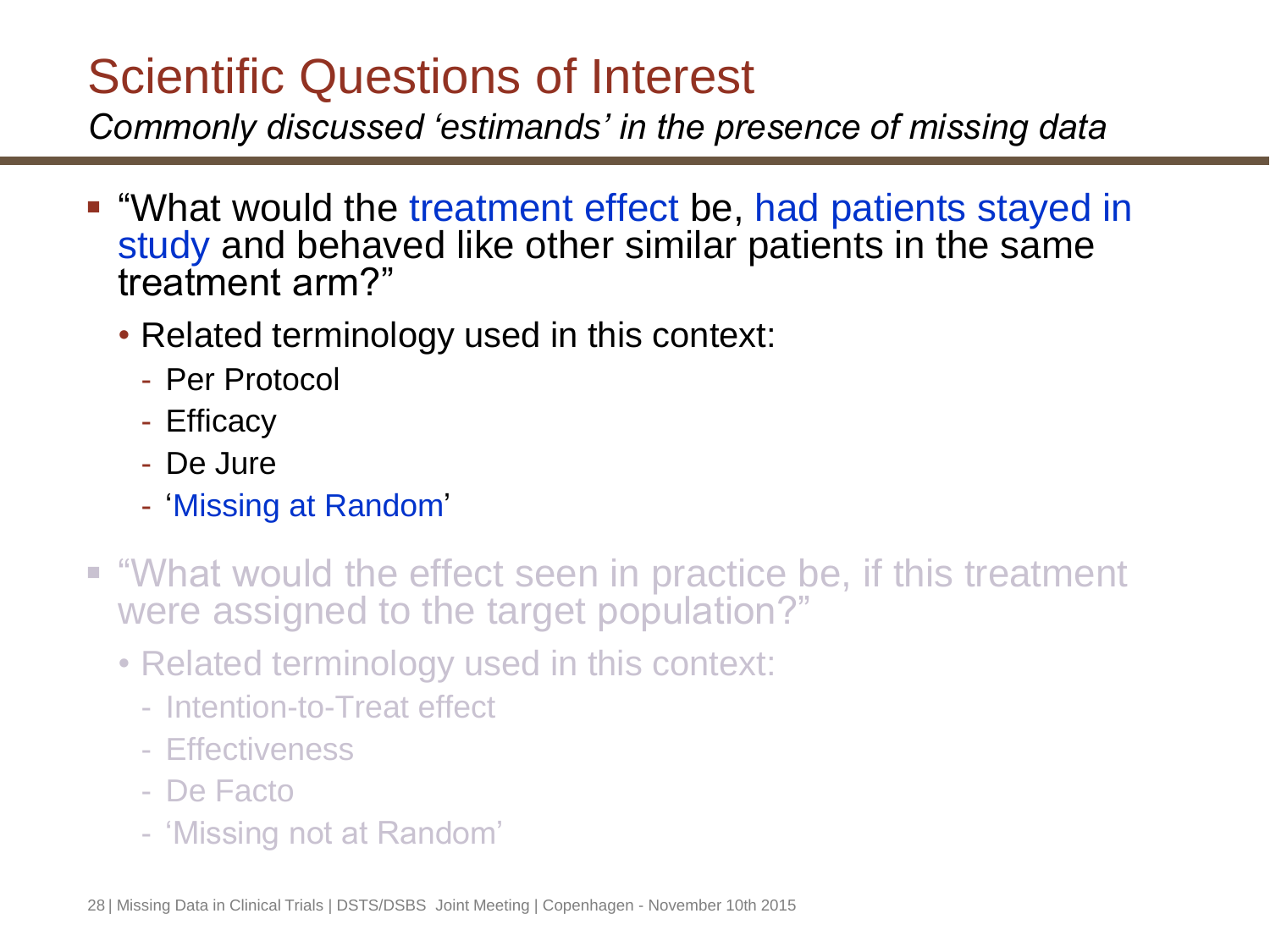# Scientific Questions of Interest

*Commonly discussed 'estimands' in the presence of missing data*

- "What would the treatment effect be, had patients stayed in study and behaved like other similar patients in the same treatment arm?"
  - Related terminology used in this context:
    - Per Protocol
    - Efficacy
    - De Jure
    - 'Missing at Random'
- "What would the effect seen in practice be, if this treatment were assigned to the target population?"
  - Related terminology used in this context:
    - Intention-to-Treat effect
    - Effectiveness
    - De Facto
    - 'Missing not at Random'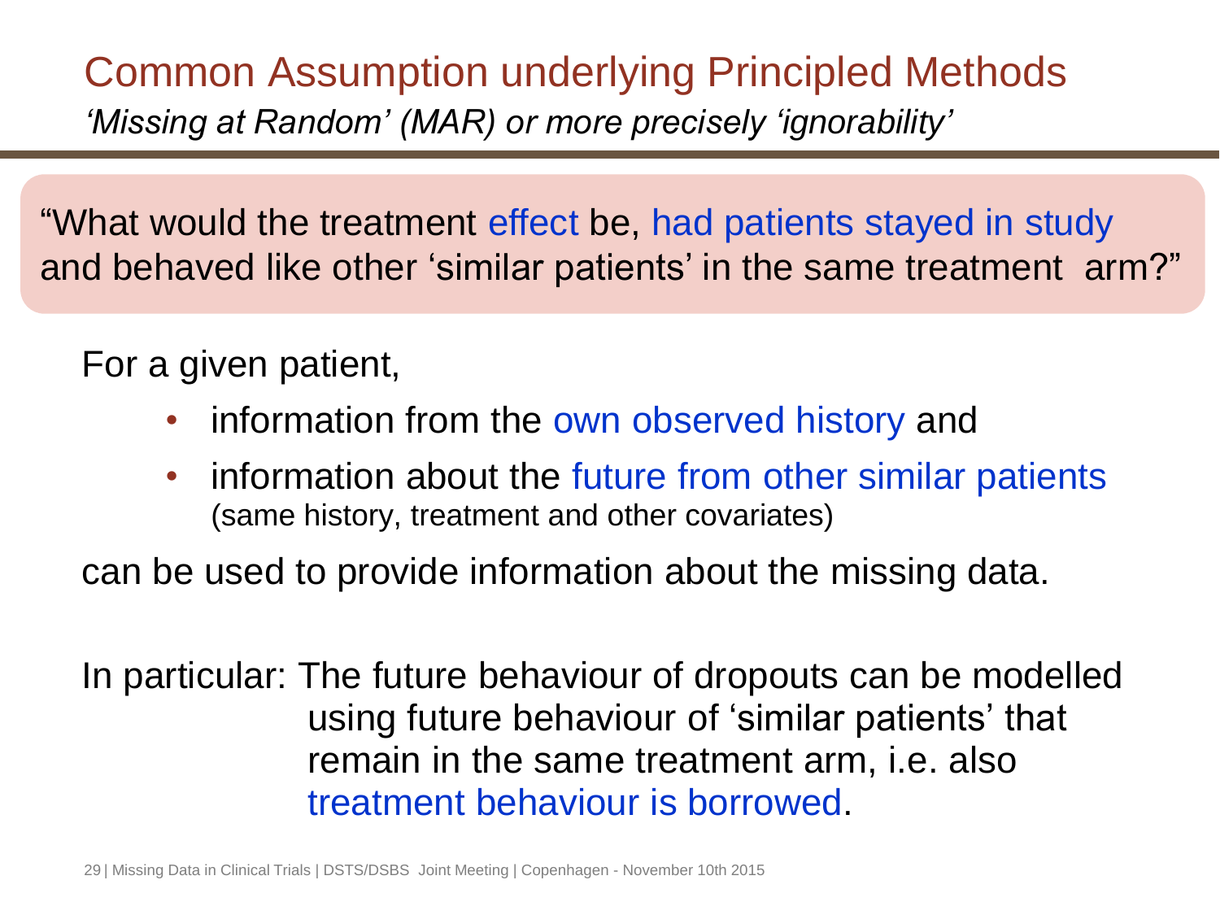# Common Assumption underlying Principled Methods

*'Missing at Random' (MAR) or more precisely 'ignorability'*

> "What would the treatment effect be, had patients stayed in study and behaved like other 'similar patients' in the same treatment arm?"

For a given patient,

- information from the own observed history and
- information about the future from other similar patients (same history, treatment and other covariates)

can be used to provide information about the missing data.

In particular: The future behaviour of dropouts can be modelled using future behaviour of 'similar patients' that remain in the same treatment arm, i.e. also treatment behaviour is borrowed.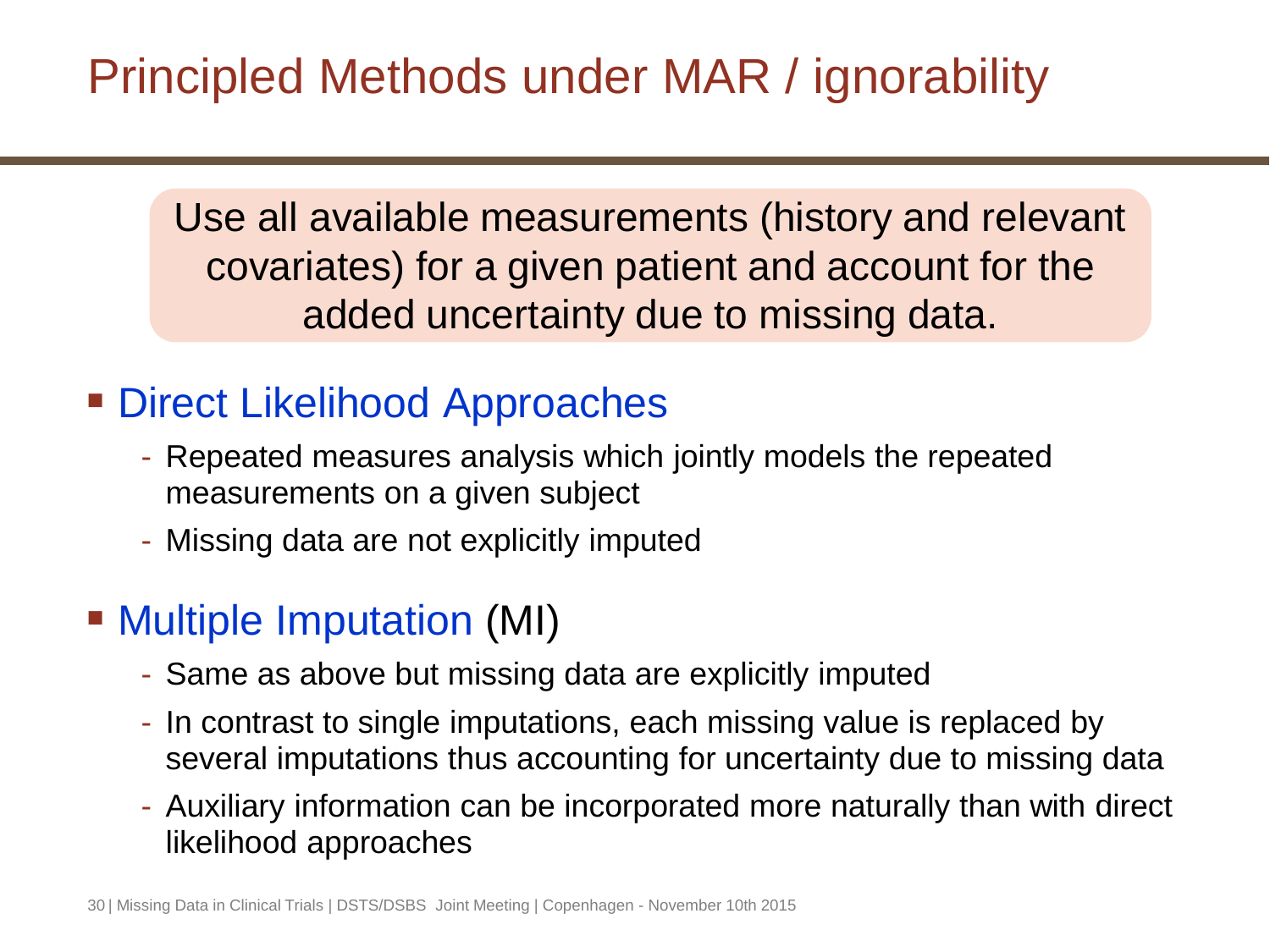# Principled Methods under MAR / ignorability

Use all available measurements (history and relevant covariates) for a given patient and account for the added uncertainty due to missing data.

- Direct Likelihood Approaches
  - Repeated measures analysis which jointly models the repeated measurements on a given subject
  - Missing data are not explicitly imputed
- Multiple Imputation (MI)
  - Same as above but missing data are explicitly imputed
  - In contrast to single imputations, each missing value is replaced by several imputations thus accounting for uncertainty due to missing data
  - Auxiliary information can be incorporated more naturally than with direct likelihood approaches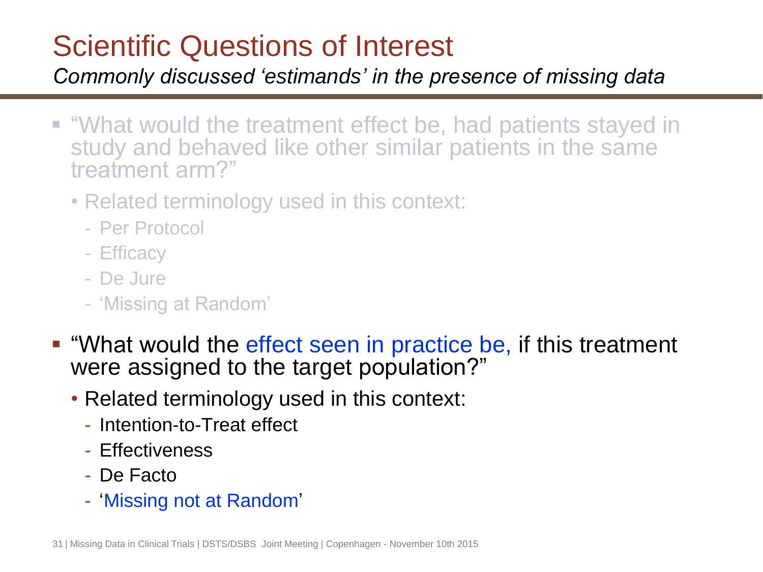# Scientific Questions of Interest

*Commonly discussed 'estimands' in the presence of missing data*

- "What would the treatment effect be, had patients stayed in study and behaved like other similar patients in the same treatment arm?"
  - Related terminology used in this context:
    - Per Protocol
    - Efficacy
    - De Jure
    - 'Missing at Random'
- "What would the effect seen in practice be, if this treatment were assigned to the target population?"
  - Related terminology used in this context:
    - Intention-to-Treat effect
    - Effectiveness
    - De Facto
    - 'Missing not at Random'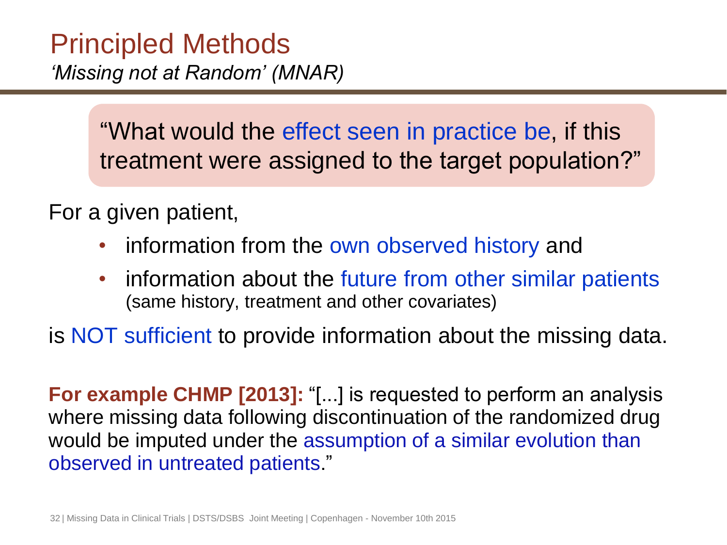# Principled Methods

*'Missing not at Random' (MNAR)*

> "What would the effect seen in practice be, if this treatment were assigned to the target population?"

For a given patient,

- information from the own observed history and
- information about the future from other similar patients (same history, treatment and other covariates)

is NOT sufficient to provide information about the missing data.

**For example CHMP [2013]:** "[...] is requested to perform an analysis where missing data following discontinuation of the randomized drug would be imputed under the assumption of a similar evolution than observed in untreated patients."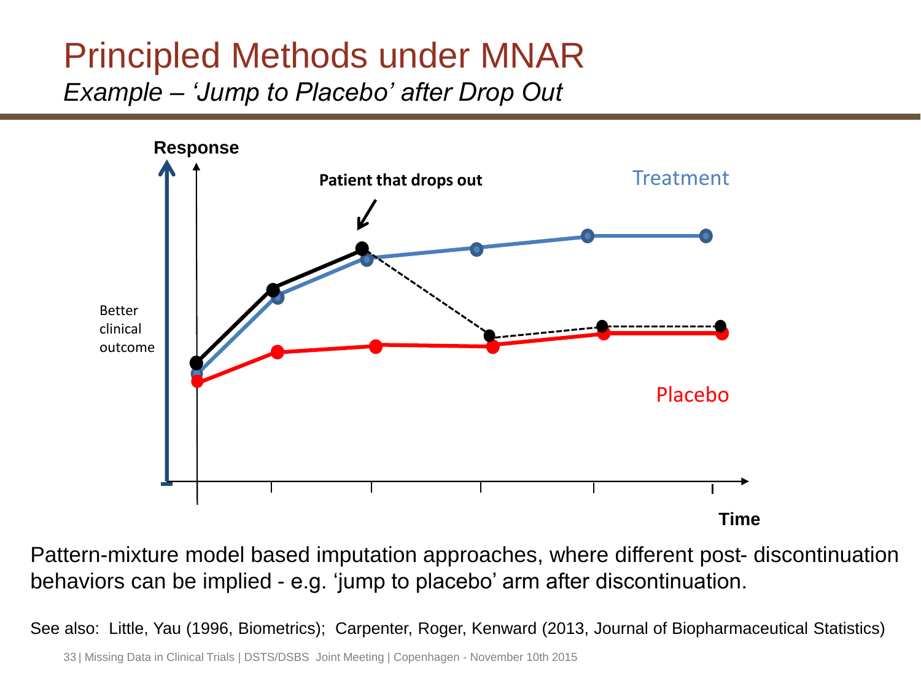# Principled Methods under MNAR

*Example – 'Jump to Placebo' after Drop Out*

Pattern-mixture model based imputation approaches, where different post- discontinuation behaviors can be implied - e.g. 'jump to placebo' arm after discontinuation.

See also: Little, Yau (1996, Biometrics); Carpenter, Roger, Kenward (2013, Journal of Biopharmaceutical Statistics)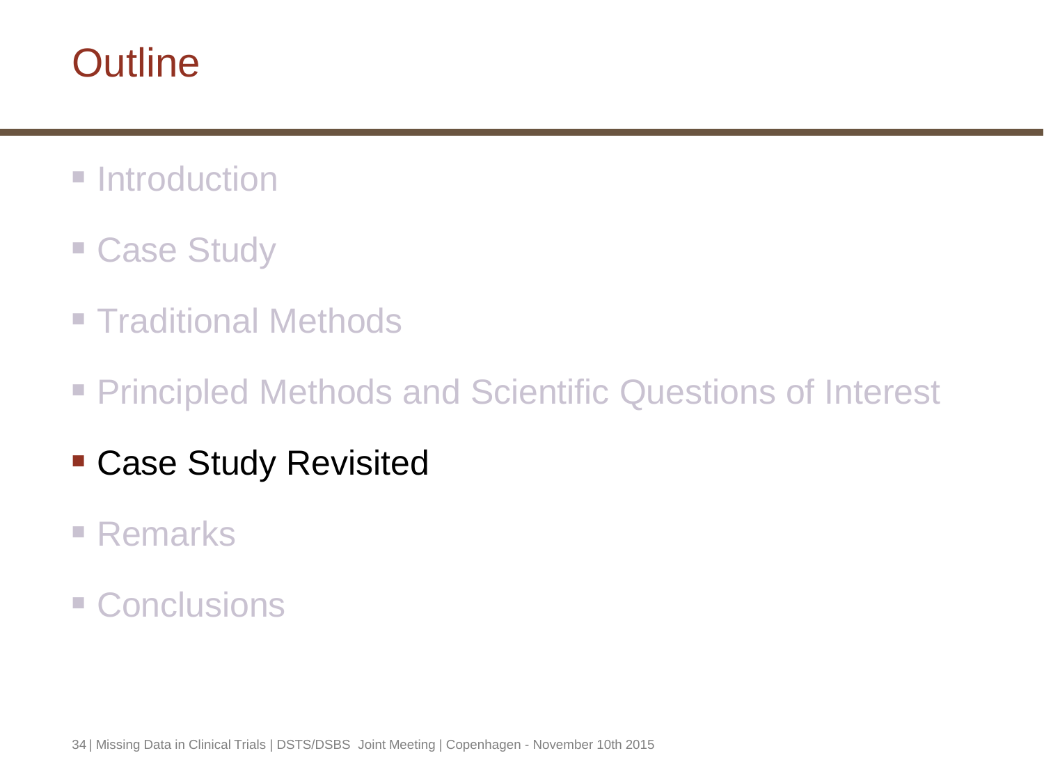# Outline

- Introduction
- Case Study
- Traditional Methods
- Principled Methods and Scientific Questions of Interest
- **Case Study Revisited**
- Remarks
- Conclusions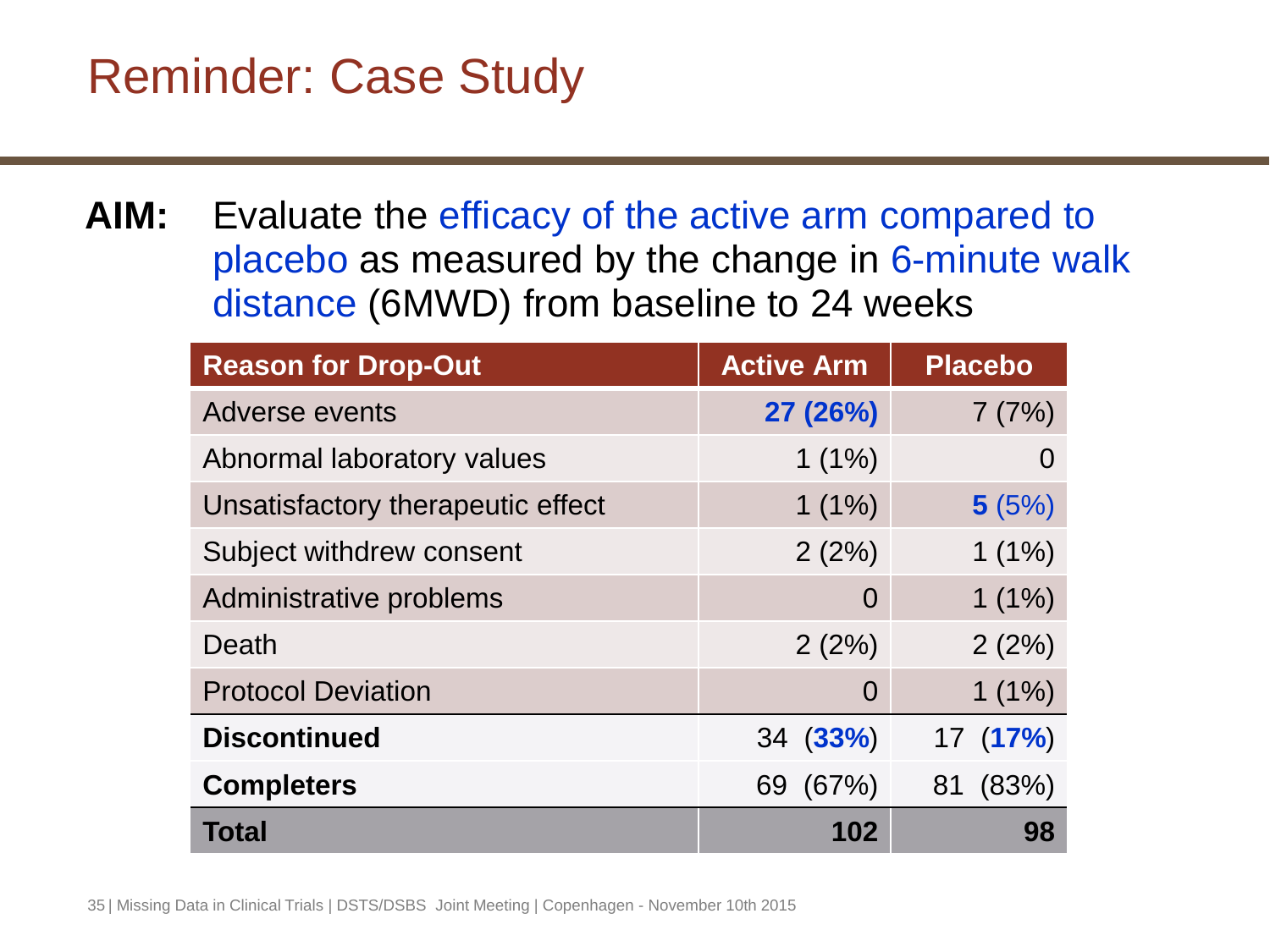# Reminder: Case Study

**AIM:** Evaluate the efficacy of the active arm compared to placebo as measured by the change in 6-minute walk distance (6MWD) from baseline to 24 weeks

| Reason for Drop-Out | Active Arm | Placebo |
|---|---|---|
| Adverse events | **27 (26%)** | 7 (7%) |
| Abnormal laboratory values | 1 (1%) | 0 |
| Unsatisfactory therapeutic effect | 1 (1%) | **5** (5%) |
| Subject withdrew consent | 2 (2%) | 1 (1%) |
| Administrative problems | 0 | 1 (1%) |
| Death | 2 (2%) | 2 (2%) |
| Protocol Deviation | 0 | 1 (1%) |
| **Discontinued** | 34 (**33%**) | 17 (**17%**) |
| **Completers** | 69 (67%) | 81 (83%) |
| **Total** | **102** | **98** |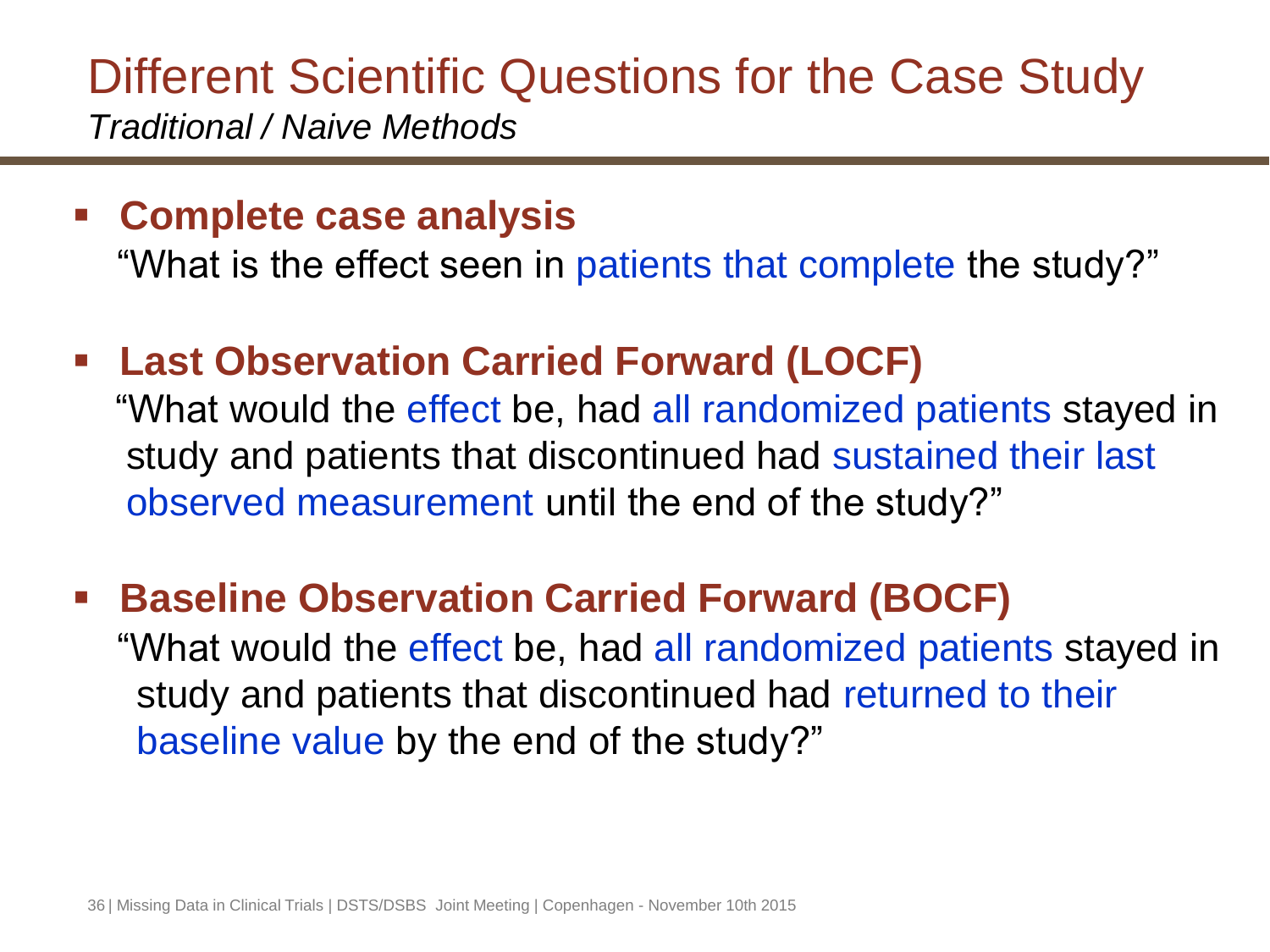# Different Scientific Questions for the Case Study

*Traditional / Naive Methods*

- **Complete case analysis**
  "What is the effect seen in patients that complete the study?"

- **Last Observation Carried Forward (LOCF)**
  "What would the effect be, had all randomized patients stayed in study and patients that discontinued had sustained their last observed measurement until the end of the study?"

- **Baseline Observation Carried Forward (BOCF)**
  "What would the effect be, had all randomized patients stayed in study and patients that discontinued had returned to their baseline value by the end of the study?"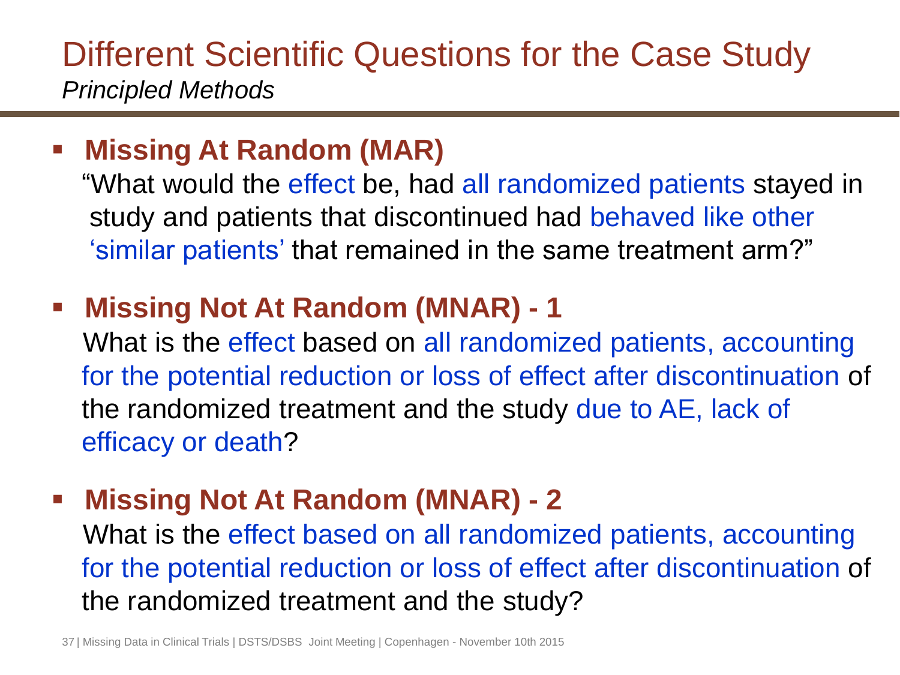# Different Scientific Questions for the Case Study

*Principled Methods*

- **Missing At Random (MAR)**
  "What would the effect be, had all randomized patients stayed in study and patients that discontinued had behaved like other 'similar patients' that remained in the same treatment arm?"

- **Missing Not At Random (MNAR) - 1**
  What is the effect based on all randomized patients, accounting for the potential reduction or loss of effect after discontinuation of the randomized treatment and the study due to AE, lack of efficacy or death?

- **Missing Not At Random (MNAR) - 2**
  What is the effect based on all randomized patients, accounting for the potential reduction or loss of effect after discontinuation of the randomized treatment and the study?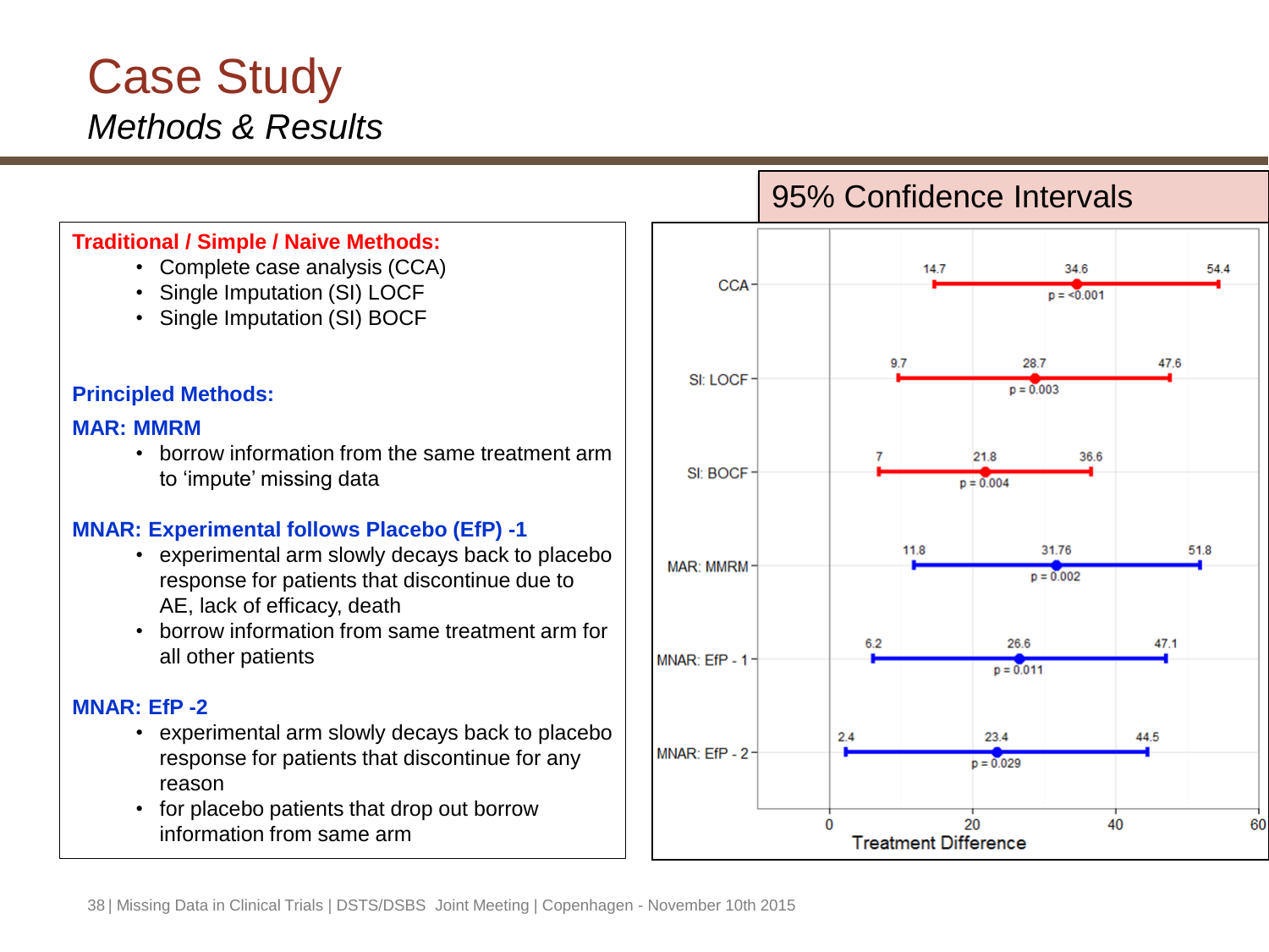# Case Study

*Methods & Results*

**Traditional / Simple / Naive Methods:**

- Complete case analysis (CCA)
- Single Imputation (SI) LOCF
- Single Imputation (SI) BOCF

**Principled Methods:**

**MAR: MMRM**

- borrow information from the same treatment arm to 'impute' missing data

**MNAR: Experimental follows Placebo (EfP) -1**

- experimental arm slowly decays back to placebo response for patients that discontinue due to AE, lack of efficacy, death
- borrow information from same treatment arm for all other patients

**MNAR: EfP -2**

- experimental arm slowly decays back to placebo response for patients that discontinue for any reason
- for placebo patients that drop out borrow information from same arm

## 95% Confidence Intervals

| Method | Lower | Estimate | Upper | p-value |
|---|---|---|---|---|
| CCA | 14.7 | 34.6 | 54.4 | p = <0.001 |
| SI: LOCF | 9.7 | 28.7 | 47.6 | p = 0.003 |
| SI: BOCF | 7 | 21.8 | 36.6 | p = 0.004 |
| MAR: MMRM | 11.8 | 31.76 | 51.8 | p = 0.002 |
| MNAR: EfP - 1 | 6.2 | 26.6 | 47.1 | p = 0.011 |
| MNAR: EfP - 2 | 2.4 | 23.4 | 44.5 | p = 0.029 |

Treatment Difference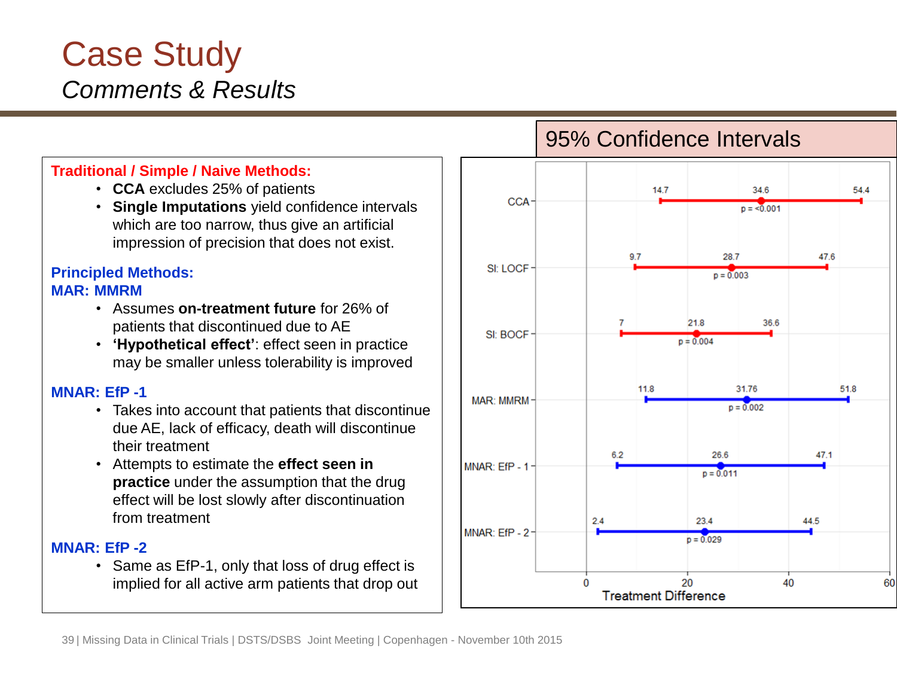# Case Study

*Comments & Results*

**Traditional / Simple / Naive Methods:**

- **CCA** excludes 25% of patients
- **Single Imputations** yield confidence intervals which are too narrow, thus give an artificial impression of precision that does not exist.

**Principled Methods:**

**MAR: MMRM**

- Assumes **on-treatment future** for 26% of patients that discontinued due to AE
- **'Hypothetical effect'**: effect seen in practice may be smaller unless tolerability is improved

**MNAR: EfP -1**

- Takes into account that patients that discontinue due AE, lack of efficacy, death will discontinue their treatment
- Attempts to estimate the **effect seen in practice** under the assumption that the drug effect will be lost slowly after discontinuation from treatment

**MNAR: EfP -2**

- Same as EfP-1, only that loss of drug effect is implied for all active arm patients that drop out

## 95% Confidence Intervals

| Method | Lower | Estimate | Upper | p-value |
|---|---|---|---|---|
| CCA | 14.7 | 34.6 | 54.4 | p = <0.001 |
| SI: LOCF | 9.7 | 28.7 | 47.6 | p = 0.003 |
| SI: BOCF | 7 | 21.8 | 36.6 | p = 0.004 |
| MAR: MMRM | 11.8 | 31.76 | 51.8 | p = 0.002 |
| MNAR: EfP - 1 | 6.2 | 26.6 | 47.1 | p = 0.011 |
| MNAR: EfP - 2 | 2.4 | 23.4 | 44.5 | p = 0.029 |

Treatment Difference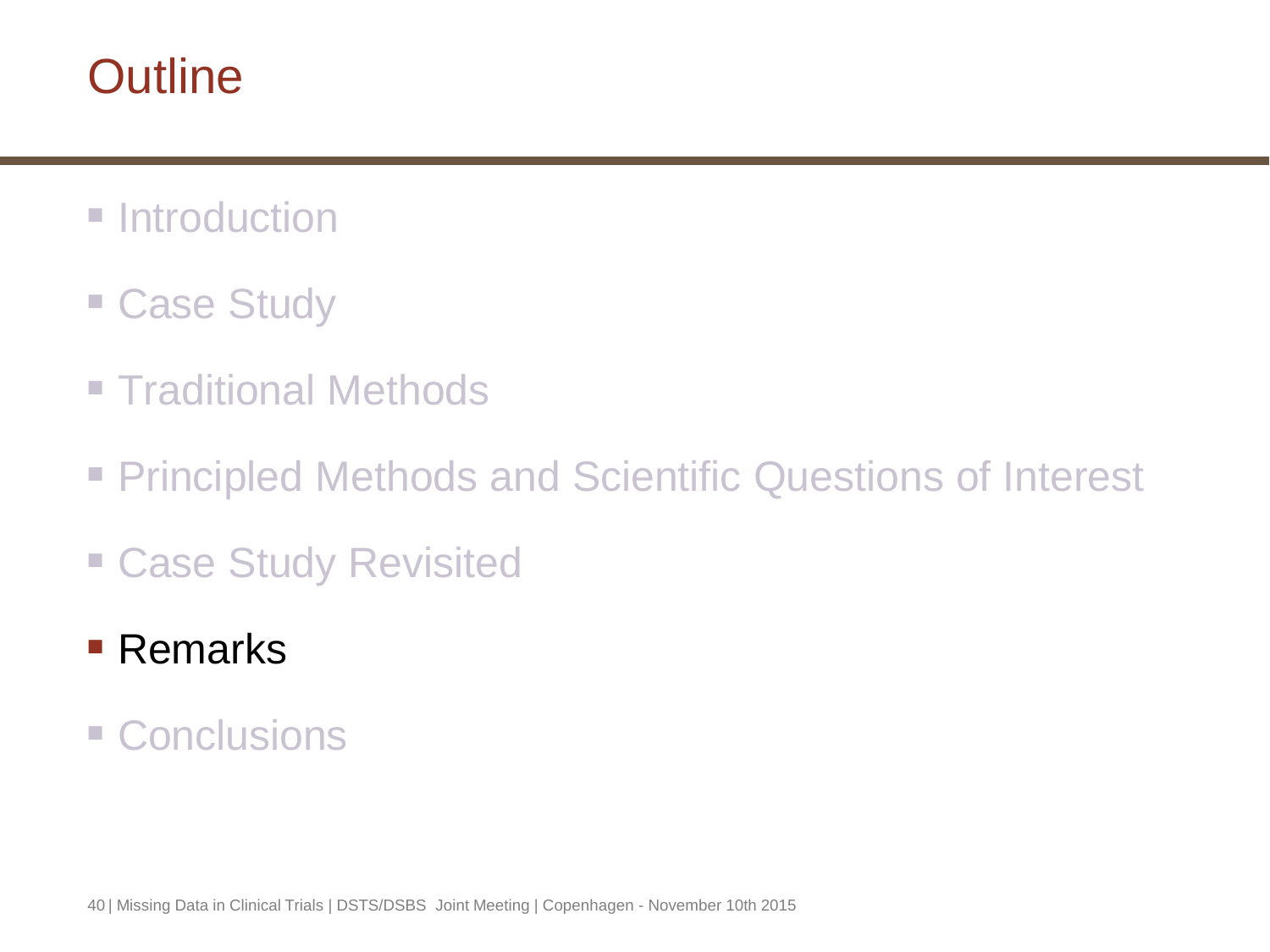# Outline

- Introduction
- Case Study
- Traditional Methods
- Principled Methods and Scientific Questions of Interest
- Case Study Revisited
- **Remarks**
- Conclusions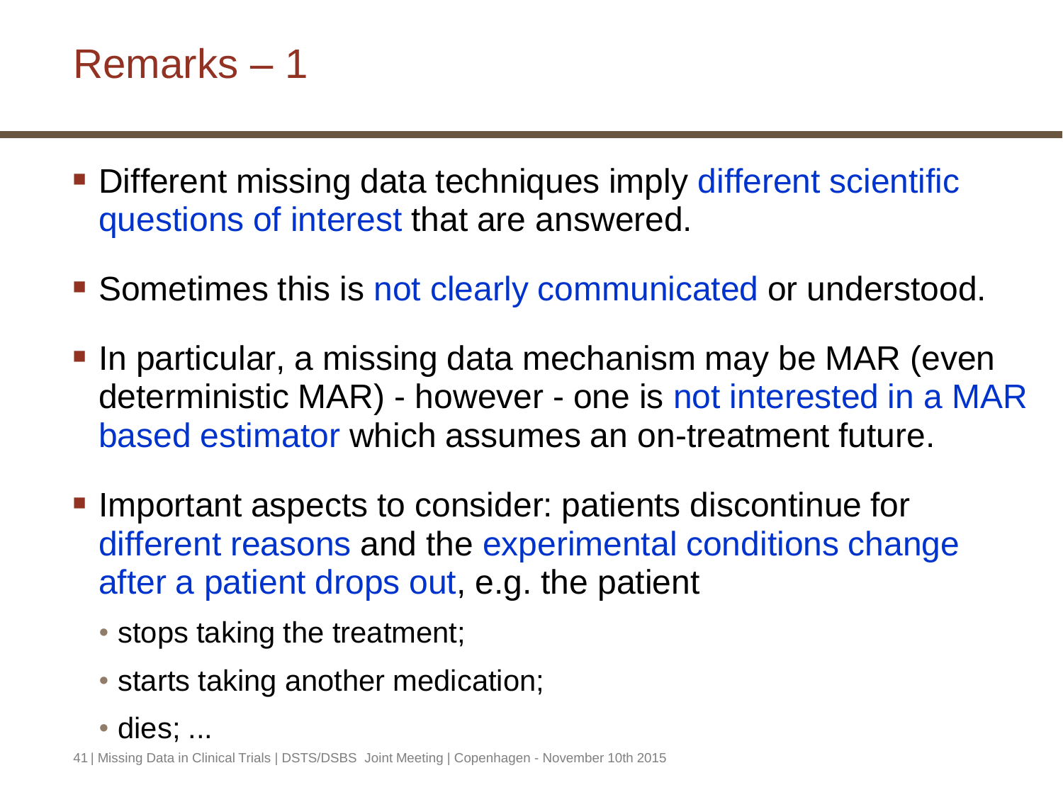# Remarks – 1

- Different missing data techniques imply different scientific questions of interest that are answered.
- Sometimes this is not clearly communicated or understood.
- In particular, a missing data mechanism may be MAR (even deterministic MAR) - however - one is not interested in a MAR based estimator which assumes an on-treatment future.
- Important aspects to consider: patients discontinue for different reasons and the experimental conditions change after a patient drops out, e.g. the patient
  - stops taking the treatment;
  - starts taking another medication;
  - dies; ...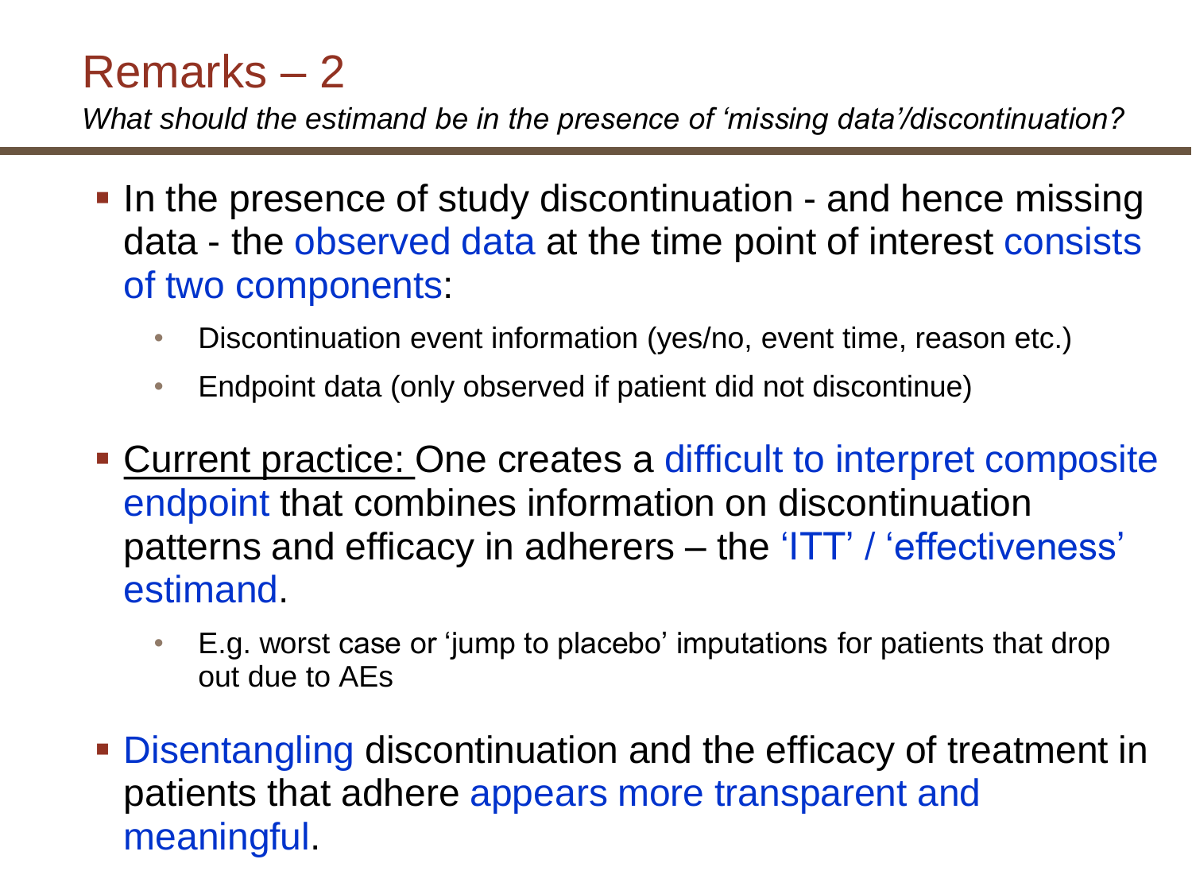# Remarks – 2

*What should the estimand be in the presence of 'missing data'/discontinuation?*

- In the presence of study discontinuation - and hence missing data - the observed data at the time point of interest consists of two components:
  - Discontinuation event information (yes/no, event time, reason etc.)
  - Endpoint data (only observed if patient did not discontinue)
- Current practice: One creates a difficult to interpret composite endpoint that combines information on discontinuation patterns and efficacy in adherers – the 'ITT' / 'effectiveness' estimand.
  - E.g. worst case or 'jump to placebo' imputations for patients that drop out due to AEs
- Disentangling discontinuation and the efficacy of treatment in patients that adhere appears more transparent and meaningful.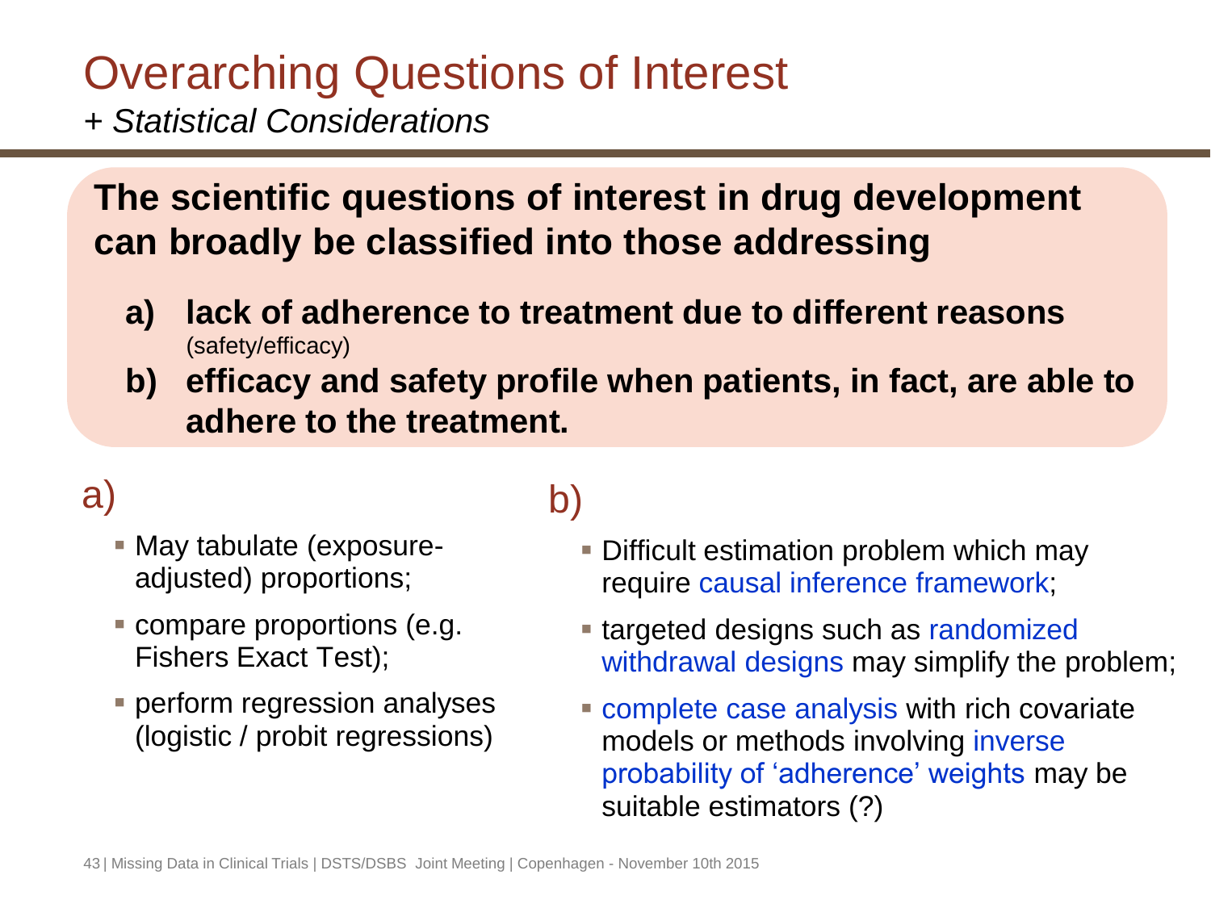# Overarching Questions of Interest

*+ Statistical Considerations*

**The scientific questions of interest in drug development can broadly be classified into those addressing**

- **a) lack of adherence to treatment due to different reasons** (safety/efficacy)
- **b) efficacy and safety profile when patients, in fact, are able to adhere to the treatment.**

## a)

- May tabulate (exposure-adjusted) proportions;
- compare proportions (e.g. Fishers Exact Test);
- perform regression analyses (logistic / probit regressions)

## b)

- Difficult estimation problem which may require causal inference framework;
- targeted designs such as randomized withdrawal designs may simplify the problem;
- complete case analysis with rich covariate models or methods involving inverse probability of 'adherence' weights may be suitable estimators (?)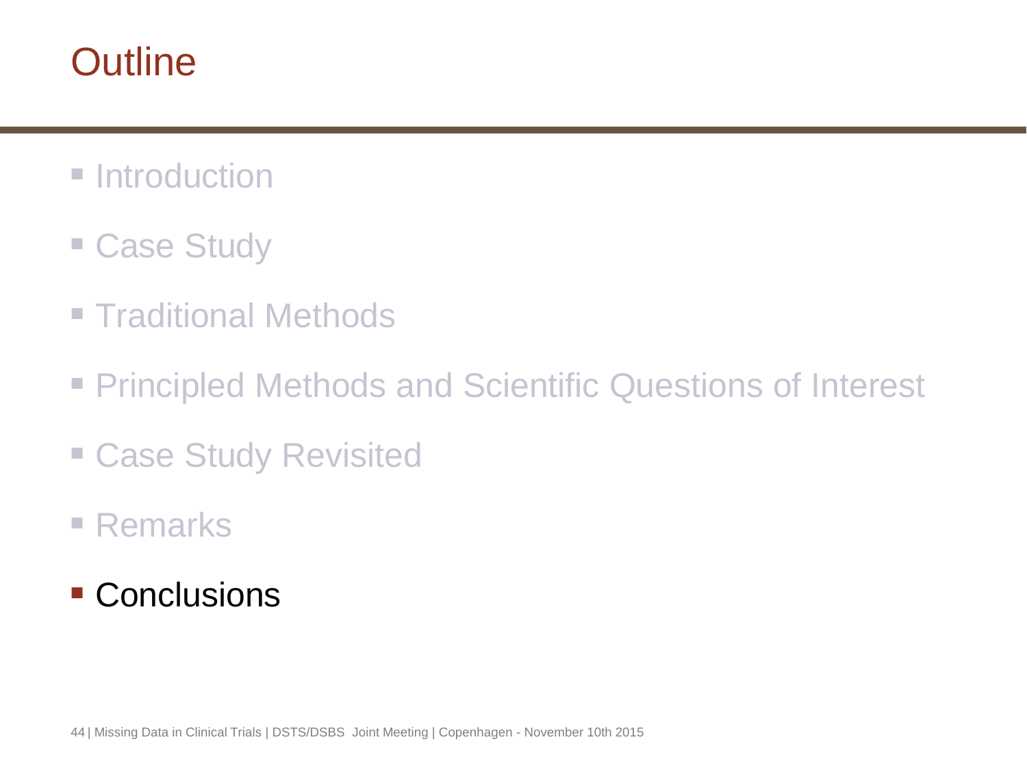# Outline

- Introduction
- Case Study
- Traditional Methods
- Principled Methods and Scientific Questions of Interest
- Case Study Revisited
- Remarks
- **Conclusions**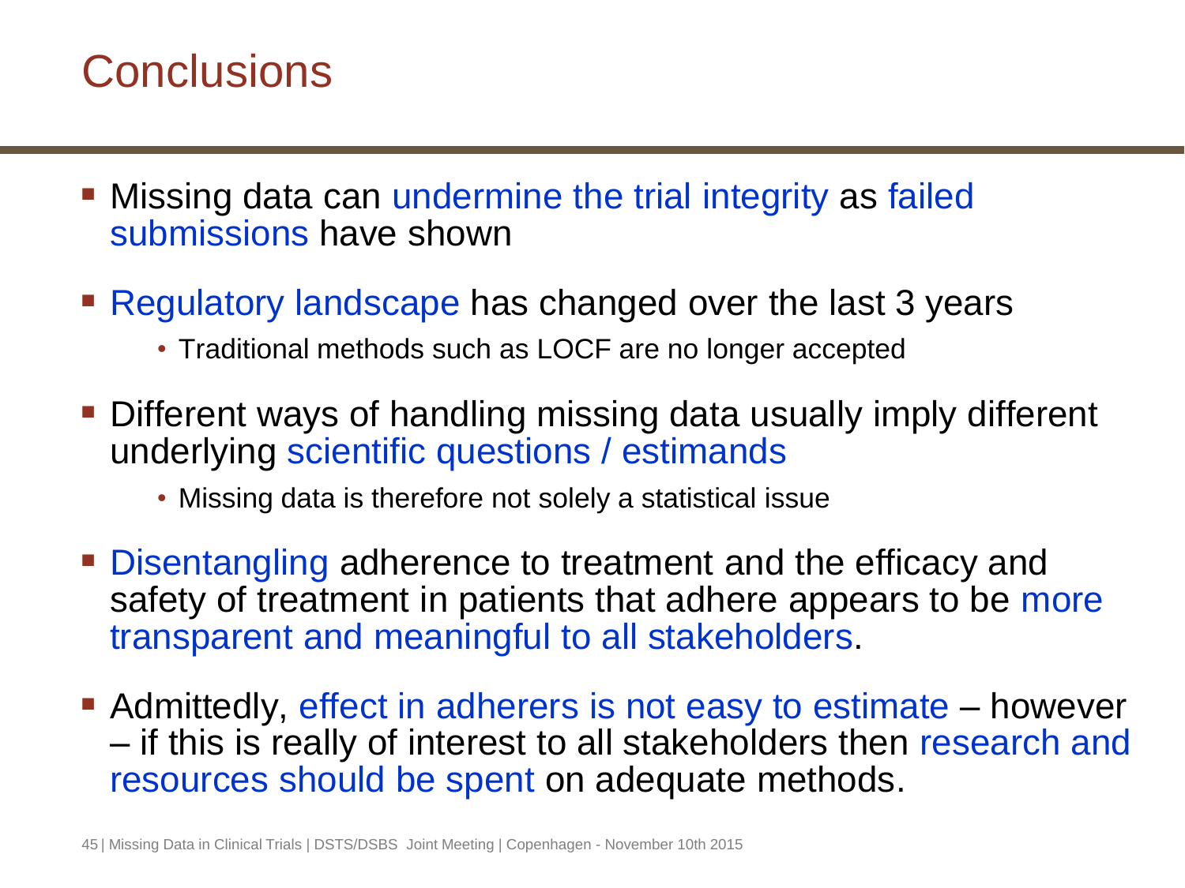# Conclusions

- Missing data can undermine the trial integrity as failed submissions have shown
- Regulatory landscape has changed over the last 3 years
  - Traditional methods such as LOCF are no longer accepted
- Different ways of handling missing data usually imply different underlying scientific questions / estimands
  - Missing data is therefore not solely a statistical issue
- Disentangling adherence to treatment and the efficacy and safety of treatment in patients that adhere appears to be more transparent and meaningful to all stakeholders.
- Admittedly, effect in adherers is not easy to estimate – however – if this is really of interest to all stakeholders then research and resources should be spent on adequate methods.